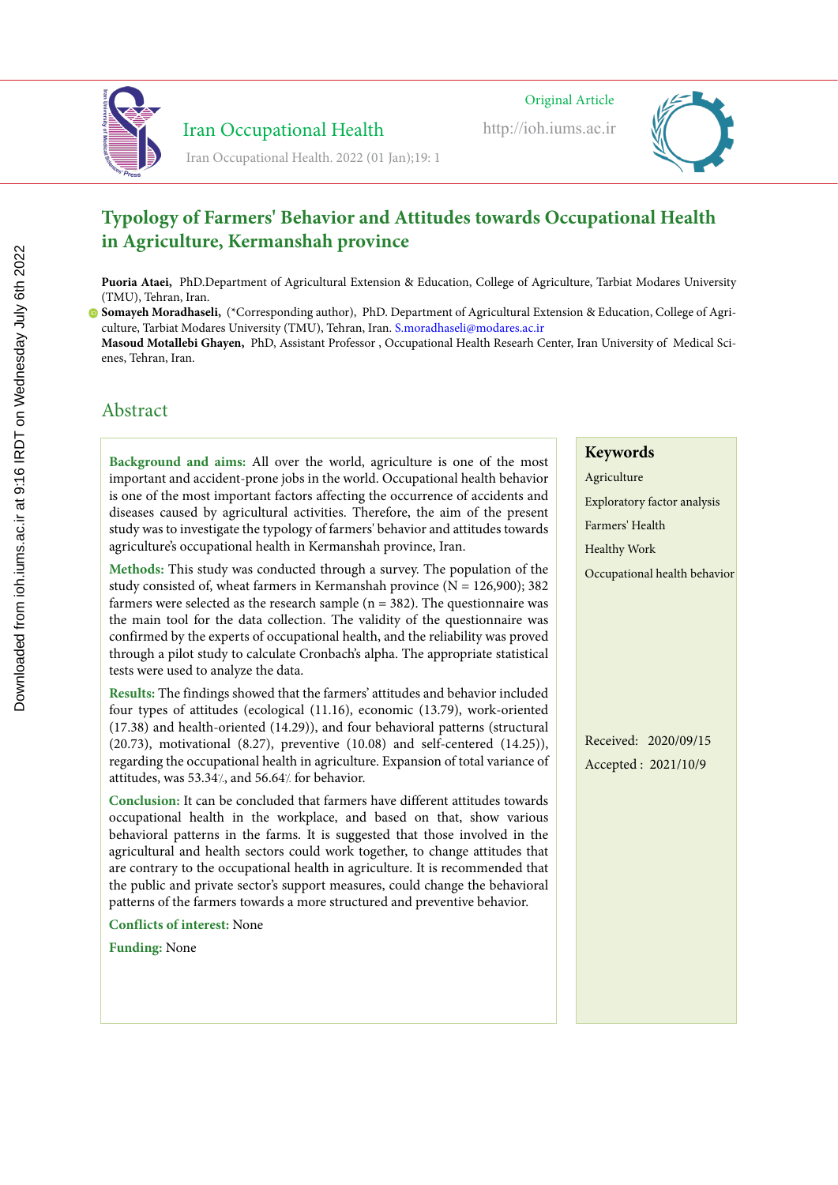Original Article

# Typology of Farmers' Behavior and Attitudes towards Occupational Health in Agriculture, Kermanshah province

**Puoria Ataei,** PhD.Department of Agricultural Extension & Education, College of Agriculture, Tarbiat Modares University (TMU), Tehran, Iran.

**Somayeh Moradhaseli,** (*Corresponding author), PhD. Department of Agricultural Extension & Education, College of Agriculture, Tarbiat Modares University (TMU), Tehran, Iran. S.moradhaseli@modares.ac.ir

**Masoud Motallebi Ghayen,** PhD, Assistant Professor , Occupational Health Researh Center, Iran University of Medical Scienes, Tehran, Iran.

## Abstract

**Background and aims:** All over the world, agriculture is one of the most important and accident-prone jobs in the world. Occupational health behavior is one of the most important factors affecting the occurrence of accidents and diseases caused by agricultural activities. Therefore, the aim of the present study was to investigate the typology of farmers' behavior and attitudes towards agriculture's occupational health in Kermanshah province, Iran.

**Methods:** This study was conducted through a survey. The population of the study consisted of, wheat farmers in Kermanshah province (N = 126,900); 382 farmers were selected as the research sample (n = 382). The questionnaire was the main tool for the data collection. The validity of the questionnaire was confirmed by the experts of occupational health, and the reliability was proved through a pilot study to calculate Cronbach's alpha. The appropriate statistical tests were used to analyze the data.

**Results:** The findings showed that the farmers' attitudes and behavior included four types of attitudes (ecological (11.16), economic (13.79), work-oriented (17.38) and health-oriented (14.29)), and four behavioral patterns (structural (20.73), motivational (8.27), preventive (10.08) and self-centered (14.25)), regarding the occupational health in agriculture. Expansion of total variance of attitudes, was 53.34٪, and 56.64٪ for behavior.

**Conclusion:** It can be concluded that farmers have different attitudes towards occupational health in the workplace, and based on that, show various behavioral patterns in the farms. It is suggested that those involved in the agricultural and health sectors could work together, to change attitudes that are contrary to the occupational health in agriculture. It is recommended that the public and private sector's support measures, could change the behavioral patterns of the farmers towards a more structured and preventive behavior.

**Conflicts of interest:** None

**Funding:** None

### Keywords

Agriculture

Exploratory factor analysis

Farmers' Health

Healthy Work

Occupational health behavior

Received: 2020/09/15

Accepted : 2021/10/9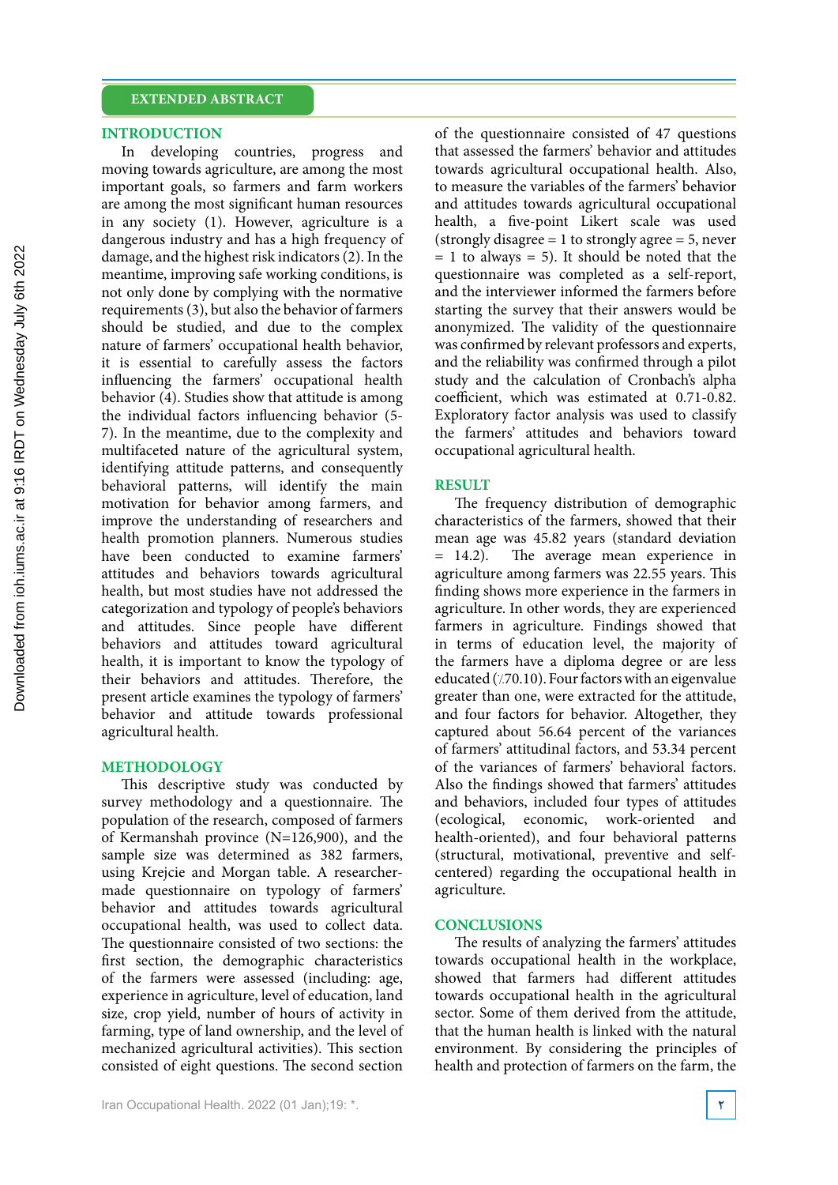## EXTENDED ABSTRACT

### INTRODUCTION

In developing countries, progress and moving towards agriculture, are among the most important goals, so farmers and farm workers are among the most significant human resources in any society (1). However, agriculture is a dangerous industry and has a high frequency of damage, and the highest risk indicators (2). In the meantime, improving safe working conditions, is not only done by complying with the normative requirements (3), but also the behavior of farmers should be studied, and due to the complex nature of farmers' occupational health behavior, it is essential to carefully assess the factors influencing the farmers' occupational health behavior (4). Studies show that attitude is among the individual factors influencing behavior (5-7). In the meantime, due to the complexity and multifaceted nature of the agricultural system, identifying attitude patterns, and consequently behavioral patterns, will identify the main motivation for behavior among farmers, and improve the understanding of researchers and health promotion planners. Numerous studies have been conducted to examine farmers' attitudes and behaviors towards agricultural health, but most studies have not addressed the categorization and typology of people's behaviors and attitudes. Since people have different behaviors and attitudes toward agricultural health, it is important to know the typology of their behaviors and attitudes. Therefore, the present article examines the typology of farmers' behavior and attitude towards professional agricultural health.

### METHODOLOGY

This descriptive study was conducted by survey methodology and a questionnaire. The population of the research, composed of farmers of Kermanshah province (N=126,900), and the sample size was determined as 382 farmers, using Krejcie and Morgan table. A researcher-made questionnaire on typology of farmers' behavior and attitudes towards agricultural occupational health, was used to collect data. The questionnaire consisted of two sections: the first section, the demographic characteristics of the farmers were assessed (including: age, experience in agriculture, level of education, land size, crop yield, number of hours of activity in farming, type of land ownership, and the level of mechanized agricultural activities). This section consisted of eight questions. The second section of the questionnaire consisted of 47 questions that assessed the farmers' behavior and attitudes towards agricultural occupational health. Also, to measure the variables of the farmers' behavior and attitudes towards agricultural occupational health, a five-point Likert scale was used (strongly disagree = 1 to strongly agree = 5, never = 1 to always = 5). It should be noted that the questionnaire was completed as a self-report, and the interviewer informed the farmers before starting the survey that their answers would be anonymized. The validity of the questionnaire was confirmed by relevant professors and experts, and the reliability was confirmed through a pilot study and the calculation of Cronbach's alpha coefficient, which was estimated at 0.71-0.82. Exploratory factor analysis was used to classify the farmers' attitudes and behaviors toward occupational agricultural health.

### RESULT

The frequency distribution of demographic characteristics of the farmers, showed that their mean age was 45.82 years (standard deviation = 14.2). The average mean experience in agriculture among farmers was 22.55 years. This finding shows more experience in the farmers in agriculture. In other words, they are experienced farmers in agriculture. Findings showed that in terms of education level, the majority of the farmers have a diploma degree or are less educated (٪70.10). Four factors with an eigenvalue greater than one, were extracted for the attitude, and four factors for behavior. Altogether, they captured about 56.64 percent of the variances of farmers' attitudinal factors, and 53.34 percent of the variances of farmers' behavioral factors. Also the findings showed that farmers' attitudes and behaviors, included four types of attitudes (ecological, economic, work-oriented and health-oriented), and four behavioral patterns (structural, motivational, preventive and self-centered) regarding the occupational health in agriculture.

### CONCLUSIONS

The results of analyzing the farmers' attitudes towards occupational health in the workplace, showed that farmers had different attitudes towards occupational health in the agricultural sector. Some of them derived from the attitude, that the human health is linked with the natural environment. By considering the principles of health and protection of farmers on the farm, the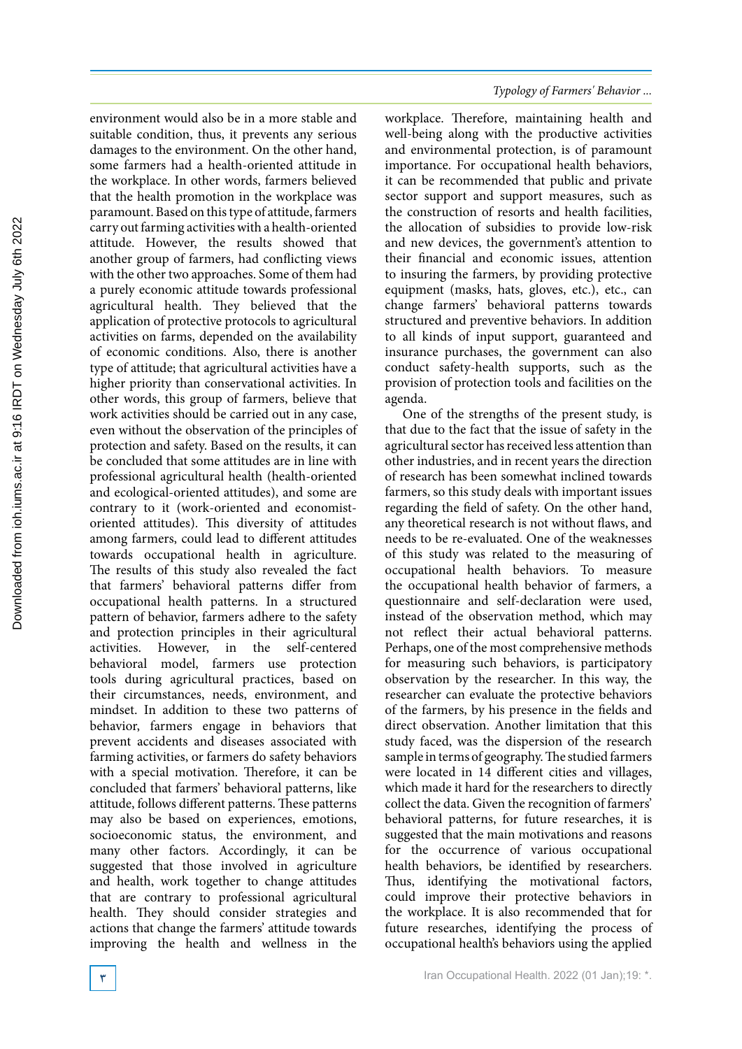environment would also be in a more stable and suitable condition, thus, it prevents any serious damages to the environment. On the other hand, some farmers had a health-oriented attitude in the workplace. In other words, farmers believed that the health promotion in the workplace was paramount. Based on this type of attitude, farmers carry out farming activities with a health-oriented attitude. However, the results showed that another group of farmers, had conflicting views with the other two approaches. Some of them had a purely economic attitude towards professional agricultural health. They believed that the application of protective protocols to agricultural activities on farms, depended on the availability of economic conditions. Also, there is another type of attitude; that agricultural activities have a higher priority than conservational activities. In other words, this group of farmers, believe that work activities should be carried out in any case, even without the observation of the principles of protection and safety. Based on the results, it can be concluded that some attitudes are in line with professional agricultural health (health-oriented and ecological-oriented attitudes), and some are contrary to it (work-oriented and economist-oriented attitudes). This diversity of attitudes among farmers, could lead to different attitudes towards occupational health in agriculture. The results of this study also revealed the fact that farmers' behavioral patterns differ from occupational health patterns. In a structured pattern of behavior, farmers adhere to the safety and protection principles in their agricultural activities. However, in the self-centered behavioral model, farmers use protection tools during agricultural practices, based on their circumstances, needs, environment, and mindset. In addition to these two patterns of behavior, farmers engage in behaviors that prevent accidents and diseases associated with farming activities, or farmers do safety behaviors with a special motivation. Therefore, it can be concluded that farmers' behavioral patterns, like attitude, follows different patterns. These patterns may also be based on experiences, emotions, socioeconomic status, the environment, and many other factors. Accordingly, it can be suggested that those involved in agriculture and health, work together to change attitudes that are contrary to professional agricultural health. They should consider strategies and actions that change the farmers' attitude towards improving the health and wellness in the workplace. Therefore, maintaining health and well-being along with the productive activities and environmental protection, is of paramount importance. For occupational health behaviors, it can be recommended that public and private sector support and support measures, such as the construction of resorts and health facilities, the allocation of subsidies to provide low-risk and new devices, the government's attention to their financial and economic issues, attention to insuring the farmers, by providing protective equipment (masks, hats, gloves, etc.), etc., can change farmers' behavioral patterns towards structured and preventive behaviors. In addition to all kinds of input support, guaranteed and insurance purchases, the government can also conduct safety-health supports, such as the provision of protection tools and facilities on the agenda.

One of the strengths of the present study, is that due to the fact that the issue of safety in the agricultural sector has received less attention than other industries, and in recent years the direction of research has been somewhat inclined towards farmers, so this study deals with important issues regarding the field of safety. On the other hand, any theoretical research is not without flaws, and needs to be re-evaluated. One of the weaknesses of this study was related to the measuring of occupational health behaviors. To measure the occupational health behavior of farmers, a questionnaire and self-declaration were used, instead of the observation method, which may not reflect their actual behavioral patterns. Perhaps, one of the most comprehensive methods for measuring such behaviors, is participatory observation by the researcher. In this way, the researcher can evaluate the protective behaviors of the farmers, by his presence in the fields and direct observation. Another limitation that this study faced, was the dispersion of the research sample in terms of geography. The studied farmers were located in 14 different cities and villages, which made it hard for the researchers to directly collect the data. Given the recognition of farmers' behavioral patterns, for future researches, it is suggested that the main motivations and reasons for the occurrence of various occupational health behaviors, be identified by researchers. Thus, identifying the motivational factors, could improve their protective behaviors in the workplace. It is also recommended that for future researches, identifying the process of occupational health's behaviors using the applied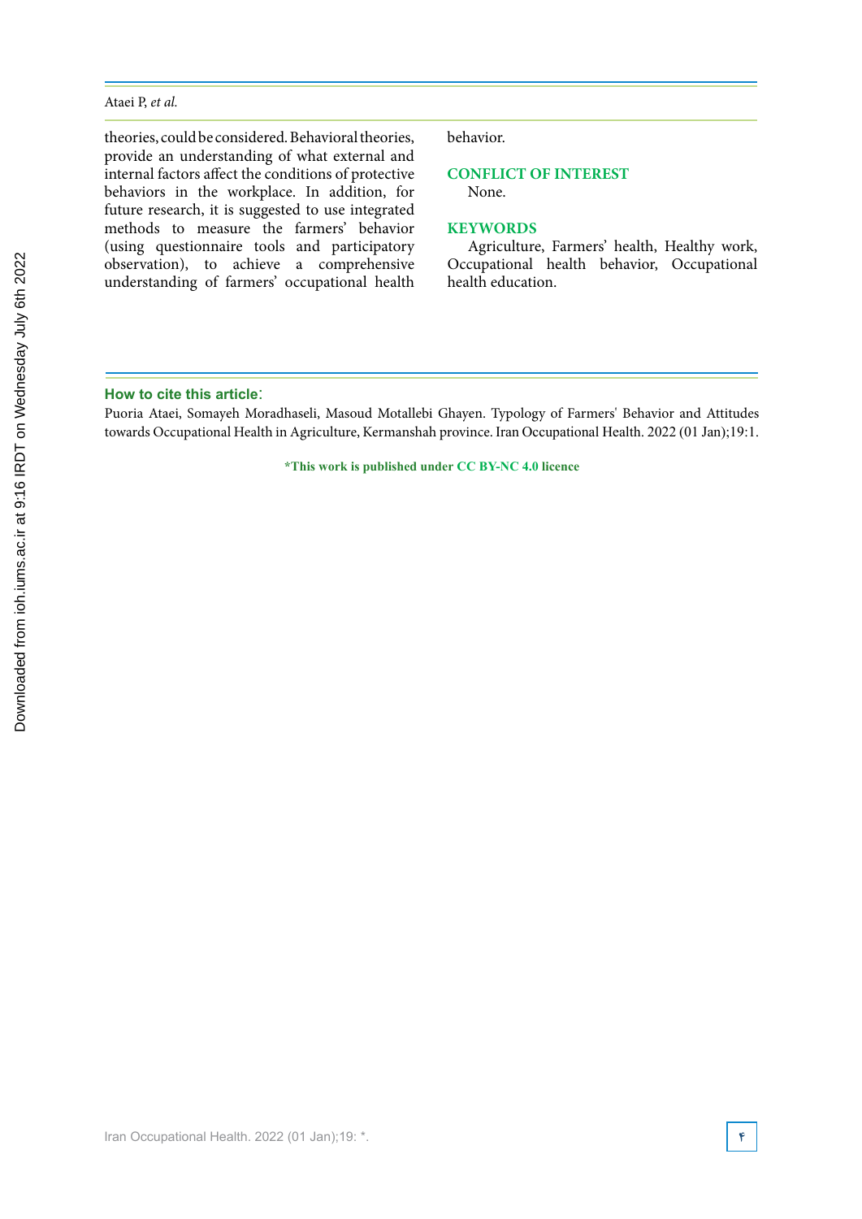theories, could be considered. Behavioral theories, provide an understanding of what external and internal factors affect the conditions of protective behaviors in the workplace. In addition, for future research, it is suggested to use integrated methods to measure the farmers' behavior (using questionnaire tools and participatory observation), to achieve a comprehensive understanding of farmers' occupational health behavior.

## CONFLICT OF INTEREST

None.

## KEYWORDS

Agriculture, Farmers' health, Healthy work, Occupational health behavior, Occupational health education.

**How to cite this article**:

Puoria Ataei, Somayeh Moradhaseli, Masoud Motallebi Ghayen. Typology of Farmers' Behavior and Attitudes towards Occupational Health in Agriculture, Kermanshah province. Iran Occupational Health. 2022 (01 Jan);19:1.

**\*This work is published under CC BY-NC 4.0 licence**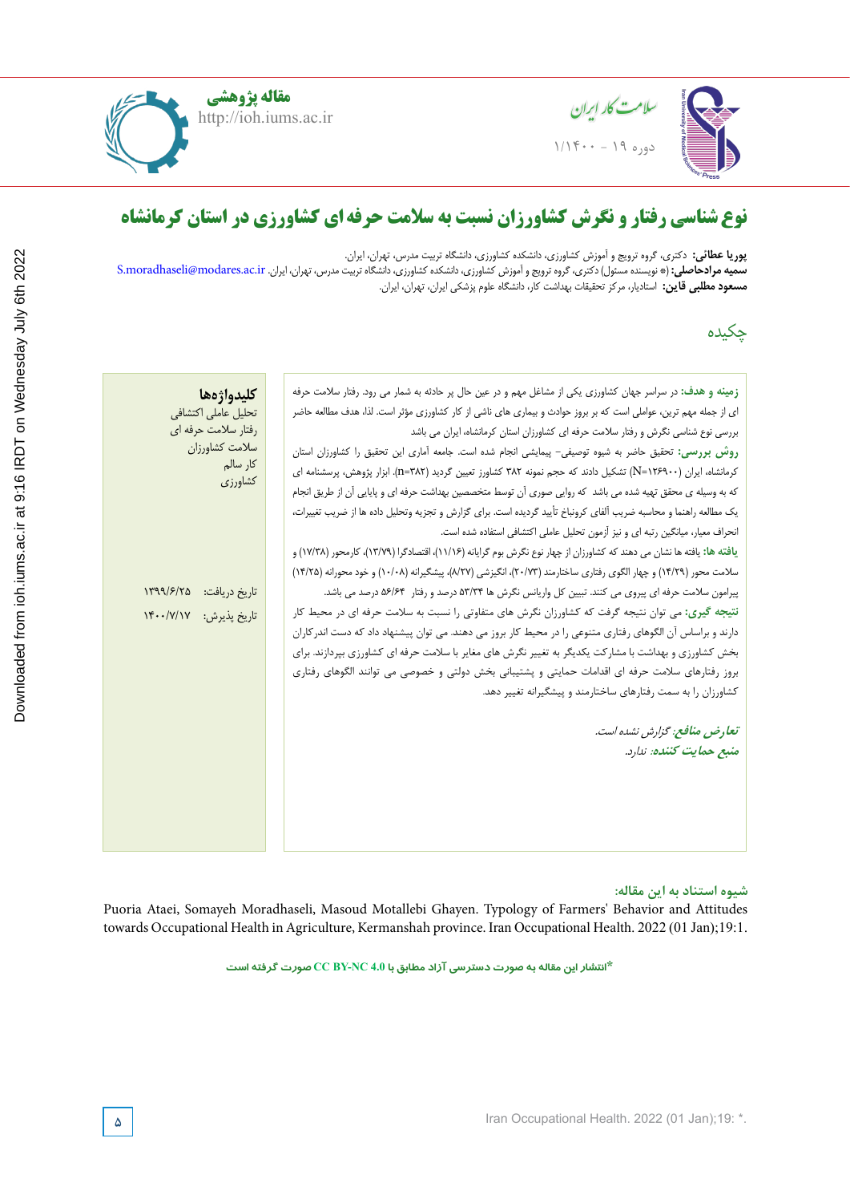مقاله پژوهشی

# نوع شناسی رفتار و نگرش کشاورزان نسبت به سلامت حرفه ای کشاورزی در استان کرمانشاه

**پوریا عطائی:** دکتری، گروه ترویج و آموزش کشاورزی، دانشکده کشاورزی، دانشگاه تربیت مدرس، تهران، ایران.
**سمیه مرادحاصلی:** (* نویسنده مسئول) دکتری، گروه ترویج و آموزش کشاورزی، دانشکده کشاورزی، دانشگاه تربیت مدرس، تهران، ایران. S.moradhaseli@modares.ac.ir
**مسعود مطلبی قاین:** استادیار، مرکز تحقیقات بهداشت کار، دانشگاه علوم پزشکی ایران، تهران، ایران.

## چکیده

**زمینه و هدف:** در سراسر جهان کشاورزی یکی از مشاغل مهم و در عین حال پر حادثه به شمار می رود. رفتار سلامت حرفه ای از جمله مهم ترین، عواملی است که بر بروز حوادث و بیماری های ناشی از کار کشاورزی مؤثر است. لذا، هدف مطالعه حاضر بررسی نوع شناسی نگرش و رفتار سلامت حرفه ای کشاورزان استان کرمانشاه، ایران می باشد

**روش بررسی:** تحقیق حاضر به شیوه توصیفی- پیمایشی انجام شده است. جامعه آماری این تحقیق را کشاورزان استان کرمانشاه، ایران (N=۱۲۶۹۰۰) تشکیل دادند که حجم نمونه ۳۸۲ کشاورز تعیین گردید (n=۳۸۲). ابزار پژوهش، پرسشنامه ای که به وسیله ی محقق تهیه شده می باشد که روایی صوری آن توسط متخصصین بهداشت حرفه ای و پایایی آن از طریق انجام یک مطالعه راهنما و محاسبه ضریب آلفای کرونباخ تأیید گردیده است. برای گزارش و تجزیه وتحلیل داده ها از ضریب تغییرات، انحراف معیار، میانگین رتبه ای و نیز آزمون تحلیل عاملی اکتشافی استفاده شده است.

**یافته ها:** یافته ها نشان می دهند که کشاورزان از چهار نوع نگرش بوم گرایانه (۱۱/۱۶)، اقتصادگرا (۱۳/۷۹)، کارمحور (۱۷/۳۸) و سلامت محور (۱۴/۲۹) و چهار الگوی رفتاری ساختارمند (۲۰/۷۳)، انگیزشی (۸/۲۷)، پیشگیرانه (۱۰/۰۸) و خود محورانه (۱۴/۲۵) پیرامون سلامت حرفه ای پیروی می کنند. تبیین کل واریانس نگرش ها ۵۳/۳۴ درصد و رفتار ۵۶/۶۴ درصد می باشد.

**نتیجه گیری:** می توان نتیجه گرفت که کشاورزان نگرش های متفاوتی را نسبت به سلامت حرفه ای در محیط کار دارند و براساس آن الگوهای رفتاری متنوعی را در محیط کار بروز می دهند. می توان پیشنهاد داد که دست اندرکاران بخش کشاورزی و بهداشت با مشارکت یکدیگر به تغییر نگرش های مغایر با سلامت حرفه ای کشاورزی بپردازند. برای بروز رفتارهای سلامت حرفه ای اقدامات حمایتی و پشتیبانی بخش دولتی و خصوصی می توانند الگوهای رفتاری کشاورزان را به سمت رفتارهای ساختارمند و پیشگیرانه تغییر دهد.

*تعارض منافع: گزارش نشده است.*
*منبع حمایت کننده: ندارد.*

**کلیدواژه‌ها**
تحلیل عاملی اکتشافی
رفتار سلامت حرفه ای
سلامت کشاورزان
کار سالم
کشاورزی

تاریخ دریافت: ۱۳۹۹/۶/۲۵
تاریخ پذیرش: ۱۴۰۰/۷/۱۷

**شیوه استناد به این مقاله:**
Puoria Ataei, Somayeh Moradhaseli, Masoud Motallebi Ghayen. Typology of Farmers' Behavior and Attitudes towards Occupational Health in Agriculture, Kermanshah province. Iran Occupational Health. 2022 (01 Jan);19:1.

*انتشار این مقاله به صورت دسترسی آزاد مطابق با CC BY-NC 4.0 صورت گرفته است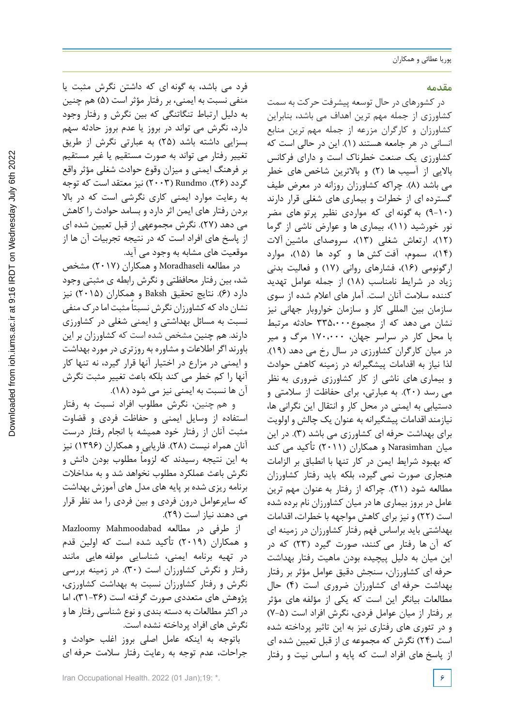## مقدمه

در کشورهای در حال توسعه پیشرفت حرکت به سمت کشاورزی از جمله مهم ترین اهداف می باشد، بنابراین کشاورزان و کارگران مزرعه از جمله مهم ترین منابع انسانی در هر جامعه هستند (۱). این در حالی است که کشاورزی یک صنعت خطرناک است و دارای فرکانس بالایی از آسیب ها (۲) و بالاترین شاخص های خطر می باشد (۸). چراکه کشاورزان روزانه در معرض طیف گسترده ای از خطرات و بیماری های شغلی قرار دارند (۱۰-۹) به گونه ای که مواردی نظیر پرتو های مضر نور خورشید (۱۱)، بیماری ها و عوارض ناشی از گرما (۱۲)، ارتعاش شغلی (۱۳)، سروصدای ماشین آلات (۱۴)، سموم، آفت کش ها و کود ها (۱۵)، موارد ارگونومی (۱۶)، فشارهای روانی (۱۷) و فعالیت بدنی زیاد در شرایط نامناسب (۱۸) از جمله عوامل تهدید کننده سلامت آنان است. آمار های اعلام شده از سوی سازمان بین المللی کار و سازمان خواروبار جهانی نیز نشان می دهد که از مجموع۳۳۵،۰۰۰ حادثه مرتبط با محل کار در سراسر جهان، ۱۷۰،۰۰۰ مرگ و میر در میان کارگران کشاورزی در سال رخ می دهد (۱۹). لذا نیاز به اقدامات پیشگیرانه در زمینه کاهش حوادث و بیماری های ناشی از کار کشاورزی ضروری به نظر می رسد (۲۰). به عبارتی، برای حفاظت از سلامتی و دستیابی به ایمنی در محل کار و انتقال این نگرانی ها، نیازمند اقدامات پیشگیرانه به عنوان یک چالش و اولویت برای بهداشت حرفه ای کشاورزی می باشد (۳). در این میان Narasimhan و همکاران (۲۰۱۱) تأکید می کند که بهبود شرایط ایمن در کار تنها با انطباق بر الزامات هنجاری صورت نمی گیرد، بلکه باید رفتار کشاورزان مطالعه شود (۲۱). چراکه از رفتار به عنوان مهم ترین عامل در بروز بیماری ها در میان کشاورزان نام برده شده است (۲۲) و نیز برای کاهش مواجهه با خطرات، اقدامات بهداشتی باید براساس فهم رفتار کشاورزان در زمینه ای که آن ها رفتار می کنند، صورت گیرد (۲۳) که در این میان به دلیل پیچیده بودن ماهیت رفتار بهداشت حرفه ای کشاورزان، سنجش دقیق عوامل مؤثر بر رفتار بهداشت حرفه ای کشاورزان ضروری است (۴) حال مطالعات بیانگر این است که یکی از مؤلفه های مؤثر بر رفتار از میان عوامل فردی، نگرش افراد است (۵-۷) و در تئوری های رفتاری نیز به این تاثیر پرداخته شده است (۲۴) نگرش که مجموعه ی از قبل تعیین شده ای از پاسخ های افراد است که پایه و اساس نیت و رفتار فرد می باشد، به گونه ای که داشتن نگرش مثبت یا منفی نسبت به ایمنی، بر رفتار مؤثر است (۵) هم چنین به دلیل ارتباط تنگاتنگی که بین نگرش و رفتار وجود دارد، نگرش می تواند در بروز یا عدم بروز حادثه سهم بسزایی داشته باشد (۲۵) به عبارتی نگرش از طریق تغییر رفتار می تواند به صورت مستقیم یا غیر مستقیم بر فرهنگ ایمنی و میزان وقوع حوادث شغلی مؤثر واقع گردد (۲۶). Rundmo (۲۰۰۳) نیز معتقد است که توجه به رعایت موارد ایمنی کاری نگرشی است که در بالا بردن رفتار های ایمن اثر دارد و بسامد حوادث را کاهش می دهد (۲۷). نگرش مجموعهی از قبل تعیین شده ای از پاسخ های افراد است که در نتیجه تجربیات آن ها از موقعیت های مشابه به وجود می آید.

در مطالعه Moradhaseli و همکاران (۲۰۱۷) مشخص شد، بین رفتار محافظتی و نگرش رابطه ی مثبتی وجود دارد (۶). نتایج تحقیق Baksh و همکاران (۲۰۱۵) نیز نشان داد که کشاورزان نگرش نسبتاً مثبت اما درک منفی نسبت به مسائل بهداشتی و ایمنی شغلی در کشاورزی دارند. هم چنین مشخص شده است که کشاورزان بر این باورند اگر اطلاعات و مشاوره به روزتری در مورد بهداشت و ایمنی در مزارع در اختیار آنها قرار گیرد، نه تنها کار آنها را کم خطر می کند بلکه باعث تغییر مثبت نگرش آن ها نسبت به ایمنی نیز می شود (۱۸).

و هم چنین، نگرش مطلوب افراد نسبت به رفتار استفاده از وسایل ایمنی و حفاظت فردی و قضاوت مثبت آنان از رفتار خود همیشه با انجام رفتار درست آنان همراه نیست (۲۸). فاریابی و همکاران (۱۳۹۶) نیز به این نتیجه رسیدند که لزوماً مطلوب بودن دانش و نگرش باعث عملکرد مطلوب نخواهد شد و به مداخلات برنامه ریزی شده بر پایه های مدل های آموزش بهداشت که سایرعوامل درون فردی و بین فردی را مد نظر قرار می دهند نیاز است (۲۹).

از طرفی در مطالعه Mazloomy Mahmoodabad و همکاران (۲۰۱۹) تأکید شده است که اولین قدم در تهیه برنامه ایمنی، شناسایی مولفه هایی مانند رفتار و نگرش کشاورزان است (۳۰). در زمینه بررسی نگرش و رفتار کشاورزان نسبت به بهداشت کشاورزی، پژوهش های متعددی صورت گرفته است (۳۶-۳۱)، اما در اکثر مطالعات به دسته بندی و نوع شناسی رفتار ها و نگرش های افراد پرداخته نشده است.

باتوجه به اینکه عامل اصلی بروز اغلب حوادث و جراحات، عدم توجه به رعایت رفتار سلامت حرفه ای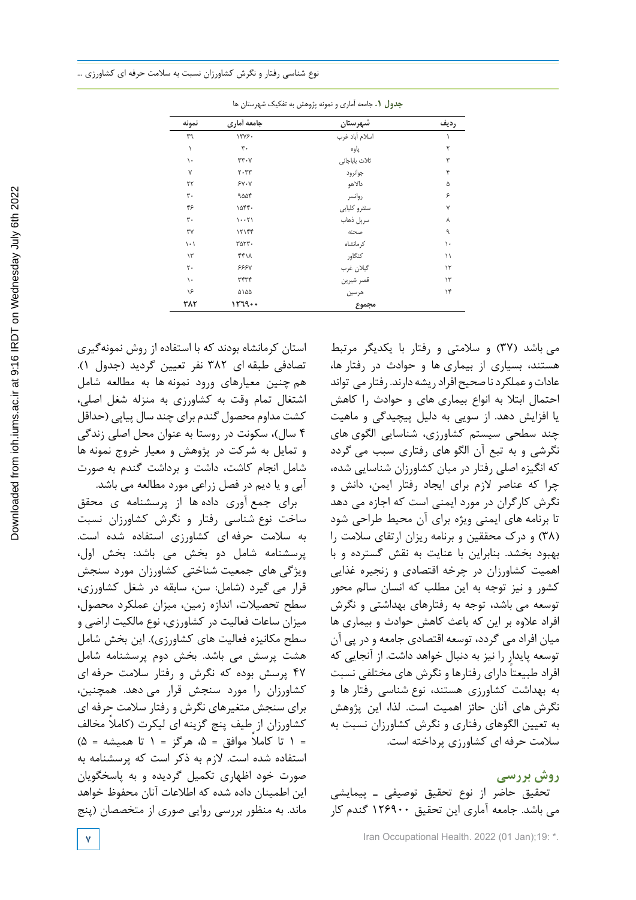**جدول ۱.** جامعه آماری و نمونه پژوهش به تفکیک شهرستان ها

| ردیف | شهرستان | جامعه آماری | نمونه |
|---|---|---|---|
| ۱ | اسلام آباد غرب | ۱۲۷۶۰ | ۳۹ |
| ۲ | پاوه | ۳۰ | ۱ |
| ۳ | ثلاث باباجانی | ۳۳۰۷ | ۱۰ |
| ۴ | جوانرود | ۲۰۳۳ | ۷ |
| ۵ | دالاهو | ۶۷۰۷ | ۲۲ |
| ۶ | روانسر | ۹۵۵۴ | ۳۰ |
| ۷ | سنقرو کلیایی | ۱۵۴۴۰ | ۴۶ |
| ۸ | سرپل ذهاب | ۱۰۰۲۱ | ۳۰ |
| ۹ | صحنه | ۱۲۱۴۴ | ۳۷ |
| ۱۰ | کرمانشاه | ۳۵۲۳۰ | ۱۰۱ |
| ۱۱ | کنگاور | ۴۴۱۸ | ۱۳ |
| ۱۲ | گیلان غرب | ۶۶۶۷ | ۲۰ |
| ۱۳ | قصر شیرین | ۳۳۳۴ | ۱۰ |
| ۱۴ | هرسین | ۵۱۵۵ | ۱۶ |
| | **مجموع** | **۱۲۶۹۰۰** | **۳۸۲** |

می باشد (۳۷) و سلامتی و رفتار با یکدیگر مرتبط هستند، بسیاری از بیماری ها و حوادث در رفتار ها، عادات و عملکرد نا صحیح افراد ریشه دارند. رفتار می تواند احتمال ابتلا به انواع بیماری های و حوادث را کاهش یا افزایش دهد. از سویی به دلیل پیچیدگی و ماهیت چند سطحی سیستم کشاورزی، شناسایی الگوی های نگرشی و به تبع آن الگو های رفتاری سبب می گردد که انگیزه اصلی رفتار در میان کشاورزان شناسایی شده، چرا که عناصر لازم برای ایجاد رفتار ایمن، دانش و نگرش کارگران در مورد ایمنی است که اجازه می دهد تا برنامه های ایمنی ویژه برای آن محیط طراحی شود (۳۸) و درک محققین و برنامه ریزان ارتقای سلامت را بهبود بخشد. بنابراین با عنایت به نقش گسترده و با اهمیت کشاورزان در چرخه اقتصادی و زنجیره غذایی کشور و نیز توجه به این مطلب که انسان سالم محور توسعه می باشد، توجه به رفتارهای بهداشتی و نگرش افراد علاوه بر این که باعث کاهش حوادث و بیماری ها میان افراد می گردد، توسعه اقتصادی جامعه و در پی آن توسعه پایدار را نیز به دنبال خواهد داشت. از آنجایی که افراد طبیعتاً دارای رفتارها و نگرش های مختلفی نسبت به بهداشت کشاورزی هستند، نوع شناسی رفتار ها و نگرش های آنان حائز اهمیت است. لذا، این پژوهش به تعیین الگوهای رفتاری و نگرش کشاورزان نسبت به سلامت حرفه ای کشاورزی پرداخته است.

## روش بررسی

تحقیق حاضر از نوع تحقیق توصیفی ـ پیمایشی می باشد. جامعه آماری این تحقیق ۱۲۶۹۰۰ گندم کار استان کرمانشاه بودند که با استفاده از روش نمونه‌گیری تصادفی طبقه ای ۳۸۲ نفر تعیین گردید (جدول ۱). هم چنین معیارهای ورود نمونه ها به مطالعه شامل اشتغال تمام وقت به کشاورزی به منزله شغل اصلی، کشت مداوم محصول گندم برای چند سال پیاپی (حداقل ۴ سال)، سکونت در روستا به عنوان محل اصلی زندگی و تمایل به شرکت در پژوهش و معیار خروج نمونه ها شامل انجام کاشت، داشت و برداشت گندم به صورت آبی و یا دیم در فصل زراعی مورد مطالعه می باشد.

برای جمع آوری داده ها از پرسشنامه ی محقق ساخت نوع شناسی رفتار و نگرش کشاورزان نسبت به سلامت حرفه ای کشاورزی استفاده شده است. پرسشنامه شامل دو بخش می باشد: بخش اول، ویژگی های جمعیت شناختی کشاورزان مورد سنجش قرار می گیرد (شامل: سن، سابقه در شغل کشاورزی، سطح تحصیلات، اندازه زمین، میزان عملکرد محصول، میزان ساعات فعالیت در کشاورزی، نوع مالکیت اراضی و سطح مکانیزه فعالیت های کشاورزی). این بخش شامل هشت پرسش می باشد. بخش دوم پرسشنامه شامل ۴۷ پرسش بوده که نگرش و رفتار سلامت حرفه ای کشاورزان را مورد سنجش قرار می دهد. همچنین، برای سنجش متغیرهای نگرش و رفتار سلامت حرفه ای کشاورزان از طیف پنج گزینه ای لیکرت (کاملاً مخالف = ۱ تا کاملاً موافق = ۵، هرگز = ۱ تا همیشه = ۵) استفاده شده است. لازم به ذکر است که پرسشنامه به صورت خود اظهاری تکمیل گردیده و به پاسخگویان این اطمینان داده شده که اطلاعات آنان محفوظ خواهد ماند. به منظور بررسی روایی صوری از متخصصان (پنج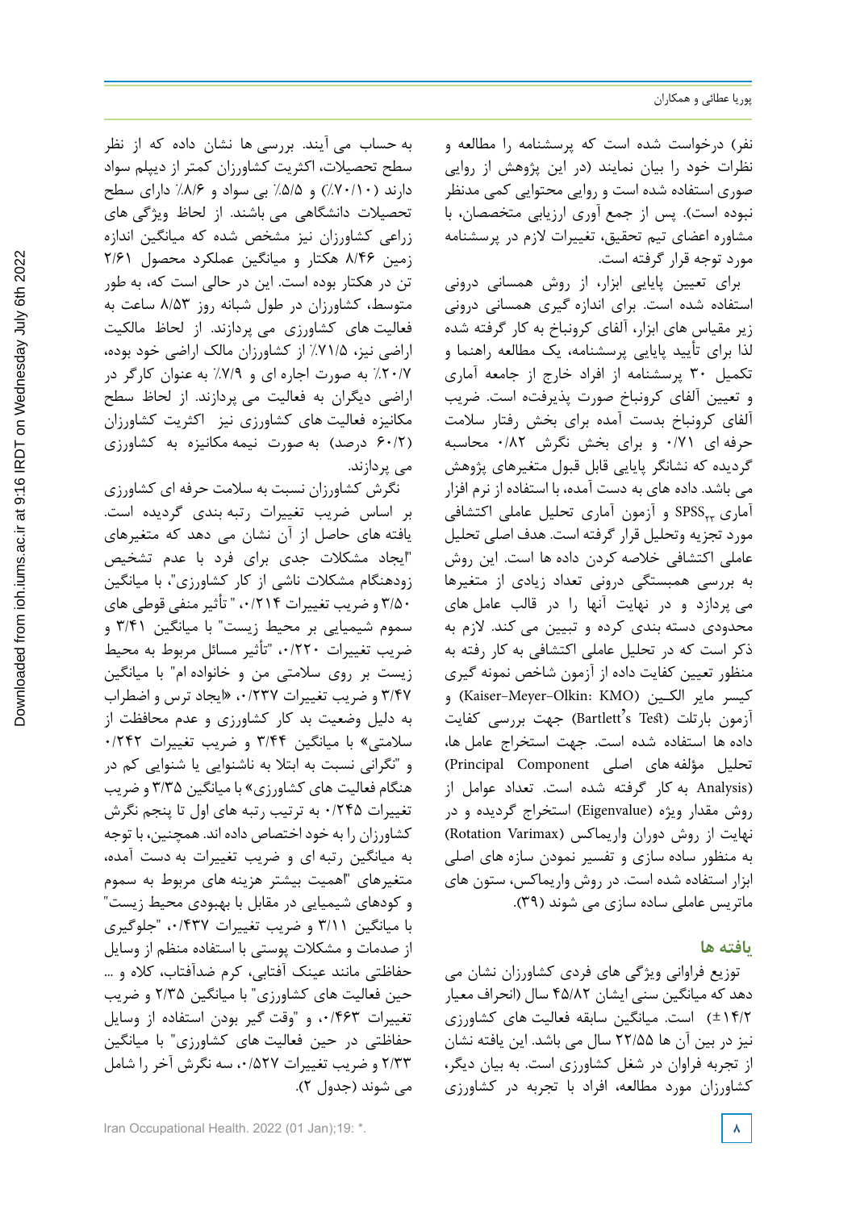نفر) درخواست شده است که پرسشنامه را مطالعه و نظرات خود را بیان نمایند (در این پژوهش از روایی صوری استفاده شده است و روایی محتوایی کمی مدنظر نبوده است). پس از جمع آوری ارزیابی متخصصان، با مشاوره اعضای تیم تحقیق، تغییرات لازم در پرسشنامه مورد توجه قرار گرفته است.

برای تعیین پایایی ابزار، از روش همسانی درونی استفاده شده است. برای اندازه گیری همسانی درونی زیر مقیاس های ابزار، آلفای کرونباخ به کار گرفته شده لذا برای تأیید پایایی پرسشنامه، یک مطالعه راهنما و تکمیل ۳۰ پرسشنامه از افراد خارج از جامعه آماری و تعیین آلفای کرونباخ صورت پذیرفته است. ضریب آلفای کرونباخ بدست آمده برای بخش رفتار سلامت حرفه ای ۰/۷۱ و برای بخش نگرش ۰/۸۲ محاسبه گردیده که نشانگر پایایی قابل قبول متغیرهای پژوهش می باشد. داده های به دست آمده، با استفاده از نرم افزار آماری $SPSS_{22}$ و آزمون آماری تحلیل عاملی اکتشافی مورد تجزیه وتحلیل قرار گرفته است. هدف اصلی تحلیل عاملی اکتشافی خلاصه کردن داده ها است. این روش به بررسی همبستگی درونی تعداد زیادی از متغیرها می پردازد و در نهایت آنها را در قالب عامل های محدودی دسته بندی کرده و تبیین می کند. لازم به ذکر است که در تحلیل عاملی اکتشافی به کار رفته به منظور تعیین کفایت داده از آزمون شاخص نمونه گیری کیسر مایر الکین (Kaiser-Meyer-Olkin: KMO) و آزمون بارتلت (Bartlett's Test) جهت بررسی کفایت داده ها استفاده شده است. جهت استخراج عامل ها، تحلیل مؤلفه های اصلی (Principal Component Analysis) به کار گرفته شده است. تعداد عوامل از روش مقدار ویژه (Eigenvalue) استخراج گردیده و در نهایت از روش دوران واریماکس (Rotation Varimax) به منظور ساده سازی و تفسیر نمودن سازه های اصلی ابزار استفاده شده است. در روش واریماکس، ستون های ماتریس عاملی ساده سازی می شوند (۳۹).

## یافته ها

توزیع فراوانی ویژگی های فردی کشاورزان نشان می دهد که میانگین سنی ایشان ۴۵/۸۲ سال (انحراف معیار ۱۴/۲±) است. میانگین سابقه فعالیت های کشاورزی نیز در بین آن ها ۲۲/۵۵ سال می باشد. این یافته نشان از تجربه فراوان در شغل کشاورزی است. به بیان دیگر، کشاورزان مورد مطالعه، افراد با تجربه در کشاورزی به حساب می آیند. بررسی ها نشان داده که از نظر سطح تحصیلات، اکثریت کشاورزان کمتر از دیپلم سواد دارند (۷۰/۱۰٪) و ۵/۵٪ بی سواد و ۸/۶٪ دارای سطح تحصیلات دانشگاهی می باشند. از لحاظ ویژگی های زراعی کشاورزان نیز مشخص شده که میانگین اندازه زمین ۸/۴۶ هکتار و میانگین عملکرد محصول ۲/۶۱ تن در هکتار بوده است. این در حالی است که، به طور متوسط، کشاورزان در طول شبانه روز ۸/۵۳ ساعت به فعالیت های کشاورزی می پردازند. از لحاظ مالکیت اراضی نیز، ۷۱/۵٪ از کشاورزان مالک اراضی خود بوده، ۲۰/۷٪ به صورت اجاره ای و ۷/۹٪ به عنوان کارگر در اراضی دیگران به فعالیت می پردازند. از لحاظ سطح مکانیزه فعالیت های کشاورزی نیز اکثریت کشاورزان (۶۰/۲ درصد) به صورت نیمه مکانیزه به کشاورزی می پردازند.

نگرش کشاورزان نسبت به سلامت حرفه ای کشاورزی بر اساس ضریب تغییرات رتبه بندی گردیده است. یافته های حاصل از آن نشان می دهد که متغیرهای "ایجاد مشکلات جدی برای فرد با عدم تشخیص زودهنگام مشکلات ناشی از کار کشاورزی"، با میانگین ۳/۵۰ و ضریب تغییرات ۰/۲۱۴، " تأثیر منفی قوطی های سموم شیمیایی بر محیط زیست" با میانگین ۳/۴۱ و ضریب تغییرات ۰/۲۲۰، "تأثیر مسائل مربوط به محیط زیست بر روی سلامتی من و خانواده ام" با میانگین ۳/۴۷ و ضریب تغییرات ۰/۲۳۷، «ایجاد ترس و اضطراب به دلیل وضعیت بد کار کشاورزی و عدم محافظت از سلامتی» با میانگین ۳/۴۴ و ضریب تغییرات ۰/۲۴۲ و "نگرانی نسبت به ابتلا به ناشنوایی یا شنوایی کم در هنگام فعالیت های کشاورزی» با میانگین ۳/۳۵ و ضریب تغییرات ۰/۲۴۵ به ترتیب رتبه های اول تا پنجم نگرش کشاورزان را به خود اختصاص داده اند. همچنین، با توجه به میانگین رتبه ای و ضریب تغییرات به دست آمده، متغیرهای "اهمیت بیشتر هزینه های مربوط به سموم و کودهای شیمیایی در مقابل با بهبودی محیط زیست" با میانگین ۳/۱۱ و ضریب تغییرات ۰/۴۳۷، "جلوگیری از صدمات و مشکلات پوستی با استفاده منظم از وسایل حفاظتی مانند عینک آفتابی، کرم ضدآفتاب، کلاه و ... حین فعالیت های کشاورزی" با میانگین ۲/۳۵ و ضریب تغییرات ۰/۴۶۳، و "وقت گیر بودن استفاده از وسایل حفاظتی در حین فعالیت های کشاورزی" با میانگین ۲/۳۳ و ضریب تغییرات ۰/۵۲۷، سه نگرش آخر را شامل می شوند (جدول ۲).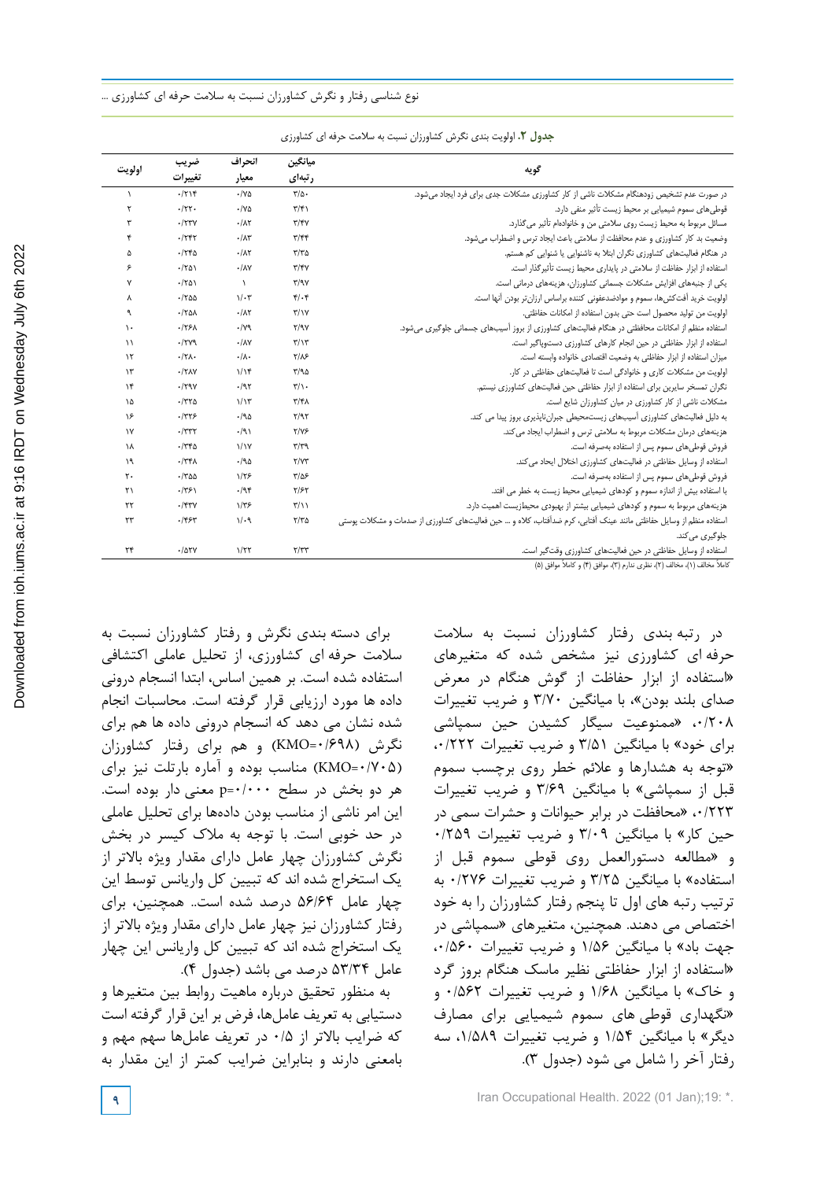**جدول ۲.** اولویت بندی نگرش کشاورزان نسبت به سلامت حرفه ای کشاورزی

| گویه | میانگین رتبه‌ای | انحراف معیار | ضریب تغییرات | اولویت |
|---|---|---|---|---|
| در صورت عدم تشخیص زودهنگام مشکلات ناشی از کار کشاورزی مشکلات جدی برای فرد ایجاد می‌شود. | ۳/۵۰ | ۰/۷۵ | ۰/۲۱۴ | ۱ |
| قوطی‌های سموم شیمیایی بر محیط زیست تأثیر منفی دارد. | ۳/۴۱ | ۰/۷۵ | ۰/۲۲۰ | ۲ |
| مسائل مربوط به محیط زیست روی سلامتی من و خانواده‌ام تأثیر می‌گذارد. | ۳/۴۷ | ۰/۸۲ | ۰/۲۳۷ | ۳ |
| وضعیت بد کار کشاورزی و عدم محافظت از سلامتی باعث ایجاد ترس و اضطراب می‌شود. | ۳/۴۴ | ۰/۸۳ | ۰/۲۴۲ | ۴ |
| در هنگام فعالیت‌های کشاورزی نگران ابتلا به ناشنوایی یا شنوایی کم هستم. | ۳/۳۵ | ۰/۸۲ | ۰/۲۴۵ | ۵ |
| استفاده از ابزار حفاظت از سلامتی در پایداری محیط زیست تأثیرگذار است. | ۳/۴۷ | ۰/۸۷ | ۰/۲۵۱ | ۶ |
| یکی از جنبه‌های افزایش مشکلات جسمانی کشاورزان، هزینه‌های درمانی است. | ۳/۹۷ | ۱ | ۰/۲۵۱ | ۷ |
| اولویت خرید آفت‌کش‌ها، سموم و موادضدعفونی کننده براساس ارزان‌تر بودن آنها است. | ۴/۰۴ | ۱/۰۳ | ۰/۲۵۵ | ۸ |
| اولویت من تولید محصول است حتی بدون استفاده از امکانات حفاظتی. | ۳/۱۷ | ۰/۸۲ | ۰/۲۵۸ | ۹ |
| استفاده منظم از امکانات محافظتی در هنگام فعالیت‌های کشاورزی از بروز آسیب‌های جسمانی جلوگیری می‌شود. | ۲/۹۷ | ۰/۷۹ | ۰/۲۶۸ | ۱۰ |
| استفاده از ابزار حفاظتی در حین انجام کارهای کشاورزی دست‌وپاگیر است. | ۳/۱۳ | ۰/۸۷ | ۰/۲۷۹ | ۱۱ |
| میزان استفاده از ابزار حفاظتی به وضعیت اقتصادی خانواده وابسته است. | ۲/۸۶ | ۰/۸۰ | ۰/۲۸۰ | ۱۲ |
| اولویت من مشکلات کاری و خانوادگی است تا فعالیت‌های حفاظتی در کار. | ۳/۹۵ | ۱/۱۴ | ۰/۲۸۷ | ۱۳ |
| نگران تمسخر سایرین برای استفاده از ابزار حفاظتی حین فعالیت‌های کشاورزی نیستم. | ۳/۱۰ | ۰/۹۲ | ۰/۲۹۷ | ۱۴ |
| مشکلات ناشی از کار کشاورزی در میان کشاورزان شایع است. | ۳/۴۸ | ۱/۱۳ | ۰/۳۲۵ | ۱۵ |
| به دلیل فعالیت‌های کشاورزی آسیب‌های زیست‌محیطی جبران‌ناپذیری بروز پیدا می کند. | ۲/۹۲ | ۰/۹۵ | ۰/۳۲۶ | ۱۶ |
| هزینه‌های درمان مشکلات مربوط به سلامتی ترس و اضطراب ایجاد می‌کند. | ۲/۷۶ | ۰/۹۱ | ۰/۳۳۲ | ۱۷ |
| فروش قوطی‌های سموم پس از استفاده به‌صرفه است. | ۳/۳۹ | ۱/۱۷ | ۰/۳۴۵ | ۱۸ |
| استفاده از وسایل حفاظتی در فعالیت‌های کشاورزی اختلال ایجاد می‌کند. | ۲/۷۳ | ۰/۹۵ | ۰/۳۴۸ | ۱۹ |
| فروش قوطی‌های سموم پس از استفاده به‌صرفه است. | ۳/۵۶ | ۱/۲۶ | ۰/۳۵۵ | ۲۰ |
| با استفاده بیش از اندازه سموم و کودهای شیمیایی محیط زیست به خطر می افتد. | ۲/۶۲ | ۰/۹۴ | ۰/۳۶۱ | ۲۱ |
| هزینه‌های مربوط به سموم و کودهای شیمیایی بیشتر از بهبودی محیط‌زیست اهمیت دارد. | ۳/۱۱ | ۱/۳۶ | ۰/۴۳۷ | ۲۲ |
| استفاده منظم از وسایل حفاظتی مانند عینک آفتابی، کرم ضدآفتاب، کلاه و ... حین فعالیت‌های کشاورزی از صدمات و مشکلات پوستی جلوگیری می‌کند. | ۲/۳۵ | ۱/۰۹ | ۰/۴۶۳ | ۲۳ |
| استفاده از وسایل حفاظتی در حین فعالیت‌های کشاورزی وقت‌گیر است. | ۲/۳۳ | ۱/۲۲ | ۰/۵۲۷ | ۲۴ |

کاملاً مخالف (۱)، مخالف (۲)، نظری ندارم (۳)، موافق (۴) و کاملاً موافق (۵)

در رتبه بندی رفتار کشاورزان نسبت به سلامت حرفه ای کشاورزی نیز مشخص شده که متغیرهای «استفاده از ابزار حفاظت از گوش هنگام در معرض صدای بلند بودن»، با میانگین ۳/۷۰ و ضریب تغییرات ۰/۲۰۸، «ممنوعیت سیگار کشیدن حین سمپاشی برای خود» با میانگین ۳/۵۱ و ضریب تغییرات ۰/۲۲۲، «توجه به هشدارها و علائم خطر روی برچسب سموم قبل از سمپاشی» با میانگین ۳/۶۹ و ضریب تغییرات ۰/۲۲۳، «محافظت در برابر حیوانات و حشرات سمی در حین کار» با میانگین ۳/۰۹ و ضریب تغییرات ۰/۲۵۹ و «مطالعه دستورالعمل روی قوطی سموم قبل از استفاده» با میانگین ۳/۲۵ و ضریب تغییرات ۰/۲۷۶ به ترتیب رتبه های اول تا پنجم رفتار کشاورزان را به خود اختصاص می دهند. همچنین، متغیرهای «سمپاشی در جهت باد» با میانگین ۱/۵۶ و ضریب تغییرات ۰/۵۶۰، «استفاده از ابزار حفاظتی نظیر ماسک هنگام بروز گرد و خاک» با میانگین ۱/۶۸ و ضریب تغییرات ۰/۵۶۲ و «نگهداری قوطی های سموم شیمیایی برای مصارف دیگر» با میانگین ۱/۵۴ و ضریب تغییرات ۱/۵۸۹، سه رفتار آخر را شامل می شود (جدول ۳).

برای دسته بندی نگرش و رفتار کشاورزان نسبت به سلامت حرفه ای کشاورزی، از تحلیل عاملی اکتشافی استفاده شده است. بر همین اساس، ابتدا انسجام درونی داده ها مورد ارزیابی قرار گرفته است. محاسبات انجام شده نشان می دهد که انسجام درونی داده ها هم برای نگرش (KMO=۰/۶۹۸) و هم برای رفتار کشاورزان (KMO=۰/۷۰۵) مناسب بوده و آماره بارتلت نیز برای هر دو بخش در سطح p=۰/۰۰۰ معنی دار بوده است. این امر ناشی از مناسب بودن داده‌ها برای تحلیل عاملی در حد خوبی است. با توجه به ملاک کیسر در بخش نگرش کشاورزان چهار عامل دارای مقدار ویژه بالاتر از یک استخراج شده اند که تبیین کل واریانس توسط این چهار عامل ۵۶/۶۴ درصد شده است.. همچنین، برای رفتار کشاورزان نیز چهار عامل دارای مقدار ویژه بالاتر از یک استخراج شده اند که تبیین کل واریانس این چهار عامل ۵۳/۳۴ درصد می باشد (جدول ۴).

به منظور تحقیق درباره ماهیت روابط بین متغیرها و دستیابی به تعریف عامل‌ها، فرض بر این قرار گرفته است که ضرایب بالاتر از ۰/۵ در تعریف عامل‌ها سهم مهم و بامعنی دارند و بنابراین ضرایب کمتر از این مقدار به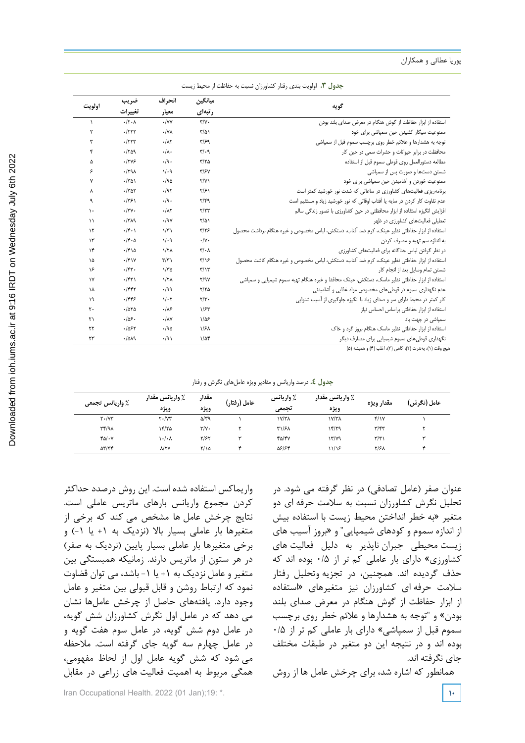**جدول ۳.** اولویت بندی رفتار کشاورزان نسبت به حفاظت از محیط زیست

| گویه | میانگین رتبه‌ای | انحراف معیار | ضریب تغییرات | اولویت |
|---|---|---|---|---|
| استفاده از ابزار حفاظت از گوش هنگام در معرض صدای بلند بودن | ۳/۷۰ | ۰/۷۷ | ۰/۲۰۸ | ۱ |
| ممنوعیت سیگار کشیدن حین سمپاشی برای خود | ۳/۵۱ | ۰/۷۸ | ۰/۲۲۲ | ۲ |
| توجه به هشدارها و علائم خطر روی برچسب سموم قبل از سمپاشی | ۳/۶۹ | ۰/۸۲ | ۰/۲۲۳ | ۳ |
| محافظت در برابر حیوانات و حشرات سمی در حین کار | ۳/۰۹ | ۰/۸۰ | ۰/۲۵۹ | ۴ |
| مطالعه دستورالعمل روی قوطی سموم قبل از استفاده | ۳/۴۵ | ۰/۹۰ | ۰/۲۷۶ | ۵ |
| شستن دست‌ها و صورت پس از سمپاشی | ۳/۶۷ | ۱/۰۹ | ۰/۲۹۸ | ۶ |
| ممنوعیت خوردن و آشامیدن حین سمپاشی برای خود | ۲/۷۱ | ۰/۹۵ | ۰/۳۵۱ | ۷ |
| برنامه‌ریزی فعالیت‌های کشاورزی در ساعاتی که شدت نور خورشید کمتر است | ۲/۶۱ | ۰/۹۲ | ۰/۳۵۲ | ۸ |
| عدم تفاوت کار کردن در سایه یا آفتاب اوقاتی که نور خورشید زیاد و مستقیم است | ۲/۴۹ | ۰/۹۰ | ۰/۳۶۱ | ۹ |
| افزایش انگیزه استفاده از ابزار محافظتی در حین کشاورزی با تصور زندگی سالم | ۲/۲۳ | ۰/۸۲ | ۰/۳۷۰ | ۱۰ |
| تعطیلی فعالیت‌های کشاورزی در ظهر | ۲/۵۱ | ۰/۹۷ | ۰/۳۸۹ | ۱۱ |
| استفاده از ابزار حفاظتی نظیر عینک، کرم ضد آفتاب، دستکش، لباس مخصوص و غیره هنگام برداشت محصول | ۳/۲۶ | ۱/۳۱ | ۰/۴۰۱ | ۱۲ |
| به اندازه سم تهیه و مصرف کردن | ۰/۷۰ | ۱/۰۹ | ۰/۴۰۵ | ۱۳ |
| در نظر گرفتن لباس جداگانه برای فعالیت‌های کشاورزی | ۳/۰۸ | ۱/۲۸ | ۰/۴۱۵ | ۱۴ |
| استفاده از ابزار حفاظتی نظیر عینک، کرم ضد آفتاب، دستکش، لباس مخصوص و غیره هنگام کاشت محصول | ۳/۱۶ | ۳/۳۱ | ۰/۴۱۷ | ۱۵ |
| شستن تمام وسایل بعد از انجام کار | ۳/۱۳ | ۱/۳۵ | ۰/۴۳۰ | ۱۶ |
| استفاده از ابزار حفاظتی نظیر ماسک، دستکش، عینک محافظ و غیره هنگام تهیه سموم شیمیایی و سمپاشی | ۲/۹۷ | ۱/۲۸ | ۰/۴۳۱ | ۱۷ |
| عدم نگهداری سموم در قوطی‌های مخصوص مواد غذایی و آشامیدنی | ۲/۲۵ | ۰/۹۹ | ۰/۴۴۲ | ۱۸ |
| کار کمتر در محیط دارای سر و صدای زیاد با انگیزه جلوگیری از آسیب شنوایی | ۲/۳۰ | ۱/۰۲ | ۰/۴۴۶ | ۱۹ |
| استفاده از ابزار حفاظتی براساس احساس نیاز | ۱/۶۳ | ۰/۸۶ | ۰/۵۲۵ | ۲۰ |
| سمپاشی در جهت باد | ۱/۵۶ | ۰/۸۷ | ۰/۵۶۰ | ۲۱ |
| استفاده از ابزار حفاظتی نظیر ماسک هنگام بروز گرد و خاک | ۱/۶۸ | ۰/۹۵ | ۰/۵۶۲ | ۲۲ |
| نگهداری قوطی‌های سموم شیمیایی برای مصارف دیگر | ۱/۵۴ | ۰/۹۱ | ۰/۵۸۹ | ۲۳ |

هیچ وقت (۱)، بندرت (۲)، گاهی (۳)، اغلب (۴) و همیشه (۵)

**جدول ٤.** درصد واریانس و مقادیر ویژه عامل‌های نگرش و رفتار

| عامل (نگرش) | مقدار ویژه | ٪ واریانس مقدار ویژه | ٪ واریانس تجمعی | عامل (رفتار) | مقدار ویژه | ٪ واریانس مقدار ویژه | ٪ واریانس تجمعی |
|---|---|---|---|---|---|---|---|
| ۱ | ۴/۱۷ | ۱۷/۳۸ | ۱۷/۳۸ | ۱ | ۵/۳۹ | ۲۰/۷۳ | ۲۰/۷۳ |
| ۲ | ۳/۴۳ | ۱۴/۲۹ | ۳۱/۶۸ | ۲ | ۳/۷۰ | ۱۴/۲۵ | ۳۴/۹۸ |
| ۳ | ۳/۳۱ | ۱۳/۷۹ | ۴۵/۴۷ | ۳ | ۲/۶۲ | ۱۰/۰۸ | ۴۵/۰۷ |
| ۴ | ۲/۶۸ | ۱۱/۱۶ | ۵۶/۶۴ | ۴ | ۲/۱۵ | ۸/۲۷ | ۵۳/۳۴ |

عنوان صفر (عامل تصادفی) در نظر گرفته می شود. در تحلیل نگرش کشاورزان نسبت به سلامت حرفه ای دو متغیر «به خطر انداختن محیط زیست با استفاده بیش از اندازه سموم و کودهای شیمیایی» و «بروز آسیب های زیست محیطی جبران ناپذیر به دلیل فعالیت های کشاورزی» دارای بار عاملی کم تر از ۰/۵ بوده اند که حذف گردیده اند. همچنین، در تجزیه وتحلیل رفتار سلامت حرفه ای کشاورزان نیز متغیرهای «استفاده از ابزار حفاظت از گوش هنگام در معرض صدای بلند بودن» و "توجه به هشدارها و علائم خطر روی برچسب سموم قبل از سمپاشی» دارای بار عاملی کم تر از ۰/۵ بوده اند و در نتیجه این دو متغیر در طبقات مختلف جای نگرفته اند.

همانطور که اشاره شد، برای چرخش عامل ها از روش واریماکس استفاده شده است. این روش درصدد حداکثر کردن مجموع واریانس بارهای ماتریس عاملی است. نتایج چرخش عامل ها مشخص می کند که برخی از متغیرها بار عاملی بسیار بالا (نزدیک به ۱+ یا ۱-) و برخی متغیرها بار عاملی بسیار پایین (نردیک به صفر) در هر ستون از ماتریس دارند. زمانیکه همبستگی بین متغیر و عامل نزدیک به ۱+ یا ۱- باشد، می توان قضاوت نمود که ارتباط روشن و قابل قبولی بین متغیر و عامل وجود دارد. یافته‌های حاصل از چرخش عامل‌ها نشان می دهد که در عامل اول نگرش کشاورزان شش گویه، در عامل دوم شش گویه، در عامل سوم هفت گویه و در عامل چهارم سه گویه جای گرفته است. ملاحظه می شود که شش گویه عامل اول از لحاظ مفهومی، همگی مربوط به اهمیت فعالیت های زراعی در مقابل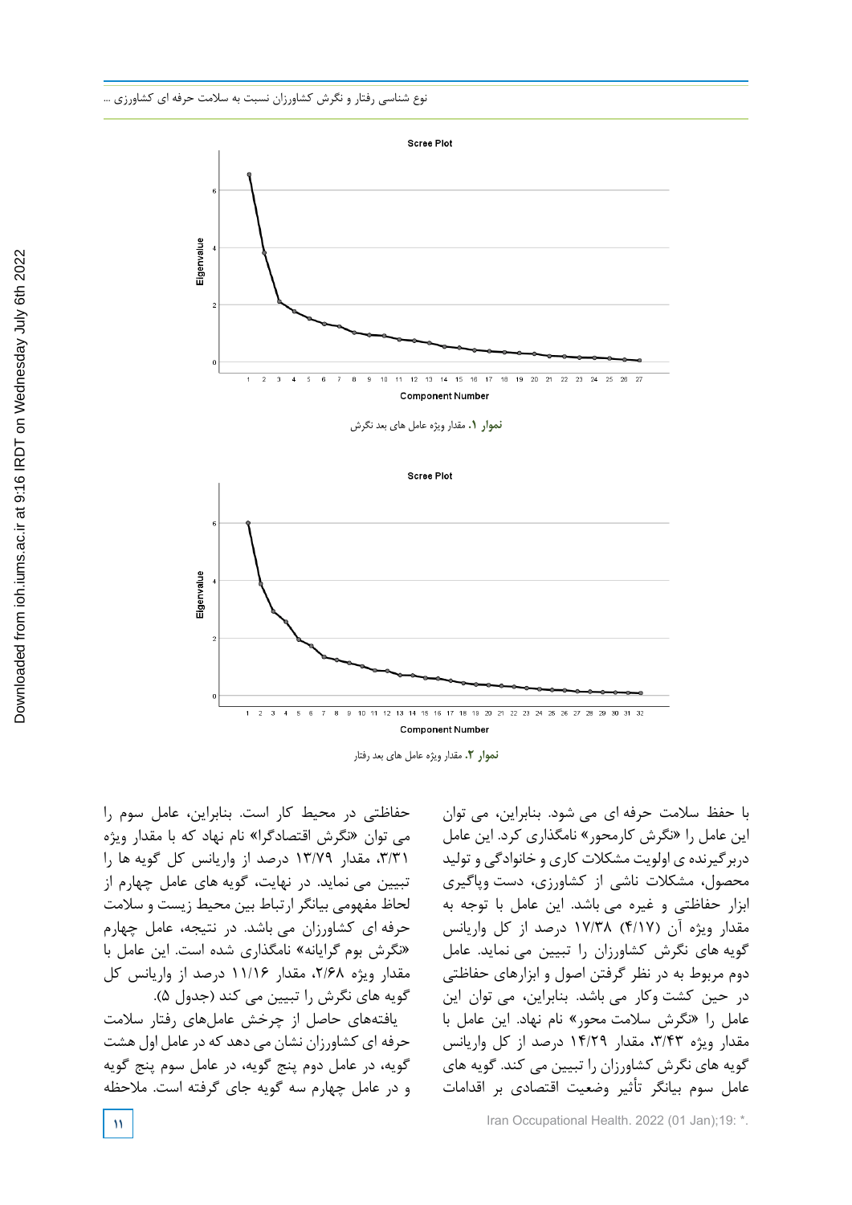نمودار ۱. مقدار ویژه عامل های بعد نگرش

نمودار ۲. مقدار ویژه عامل های بعد رفتار

با حفظ سلامت حرفه ای می شود. بنابراین، می توان این عامل را «نگرش کارمحور» نامگذاری کرد. این عامل دربرگیرنده ی اولویت مشکلات کاری و خانوادگی و تولید محصول، مشکلات ناشی از کشاورزی، دست وپاگیری ابزار حفاظتی و غیره می باشد. این عامل با توجه به مقدار ویژه آن (۴/۱۷) ۱۷/۳۸ درصد از کل واریانس گویه های نگرش کشاورزان را تبیین می نماید. عامل دوم مربوط به در نظر گرفتن اصول و ابزارهای حفاظتی در حین کشت وکار می باشد. بنابراین، می توان این عامل را «نگرش سلامت محور» نام نهاد. این عامل با مقدار ویژه ۳/۴۳، مقدار ۱۴/۲۹ درصد از کل واریانس گویه های نگرش کشاورزان را تبیین می کند. گویه های عامل سوم بیانگر تأثیر وضعیت اقتصادی بر اقدامات حفاظتی در محیط کار است. بنابراین، عامل سوم را می توان «نگرش اقتصادگرا» نام نهاد که با مقدار ویژه ۳/۳۱، مقدار ۱۳/۷۹ درصد از واریانس کل گویه ها را تبیین می نماید. در نهایت، گویه های عامل چهارم از لحاظ مفهومی بیانگر ارتباط بین محیط زیست و سلامت حرفه ای کشاورزان می باشد. در نتیجه، عامل چهارم «نگرش بوم گرایانه» نامگذاری شده است. این عامل با مقدار ویژه ۲/۶۸، مقدار ۱۱/۱۶ درصد از واریانس کل گویه های نگرش را تبیین می کند (جدول ۵).

یافته‌های حاصل از چرخش عامل‌های رفتار سلامت حرفه ای کشاورزان نشان می دهد که در عامل اول هشت گویه، در عامل دوم پنج گویه، در عامل سوم پنج گویه و در عامل چهارم سه گویه جای گرفته است. ملاحظه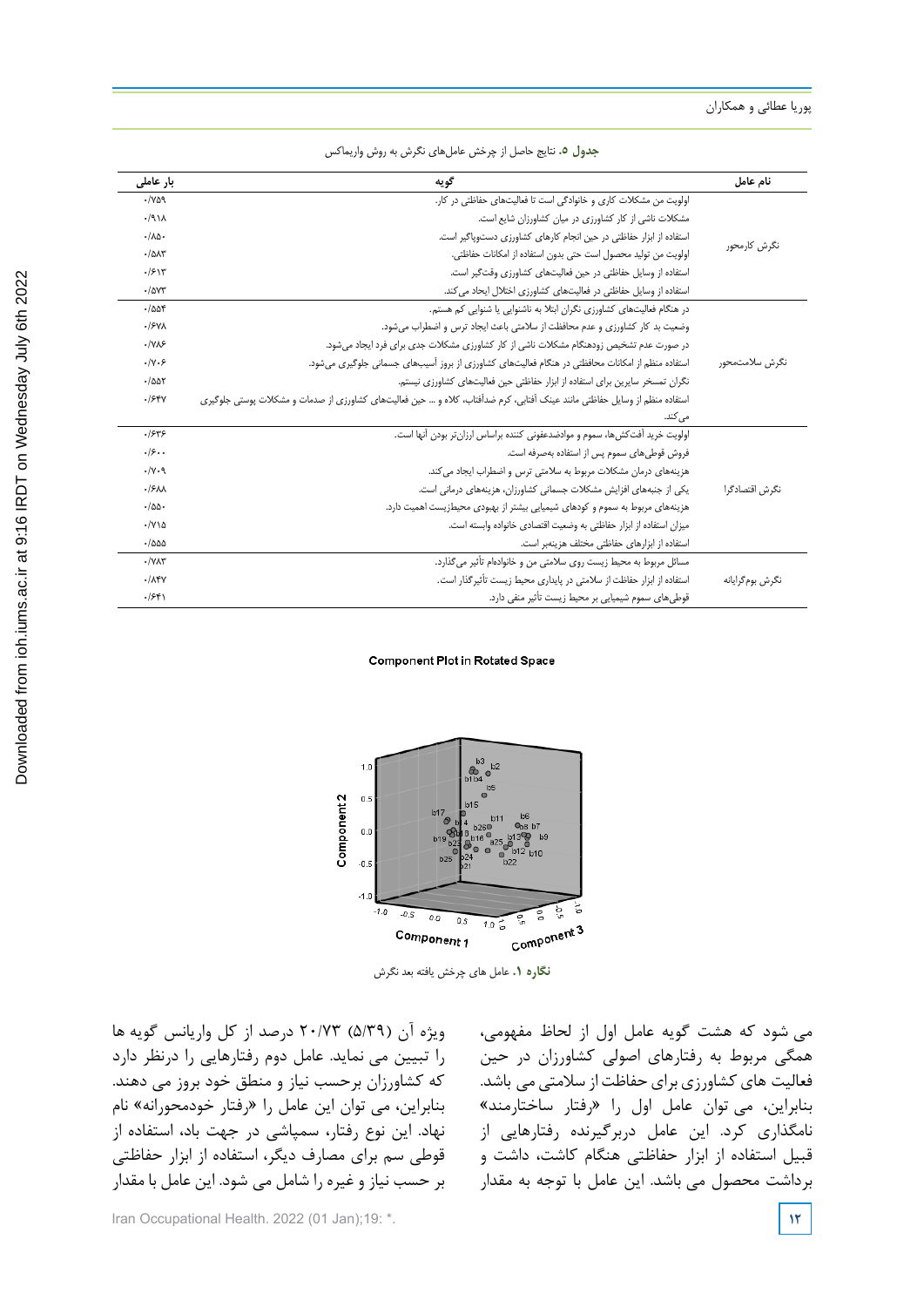**جدول ۵.** نتایج حاصل از چرخش عامل‌های نگرش به روش واریماکس

| نام عامل | گویه | بار عاملی |
| --- | --- | --- |
| نگرش کارمحور | اولویت من مشکلات کاری و خانوادگی است تا فعالیت‌های حفاظتی در کار. | ۰/۷۵۹ |
| | مشکلات ناشی از کار کشاورزی در میان کشاورزان شایع است. | ۰/۹۱۸ |
| | استفاده از ابزار حفاظتی در حین انجام کارهای کشاورزی دست‌وپاگیر است. | ۰/۸۵۰ |
| | اولویت من تولید محصول است حتی بدون استفاده از امکانات حفاظتی. | ۰/۵۸۳ |
| | استفاده از وسایل حفاظتی در حین فعالیت‌های کشاورزی وقت‌گیر است. | ۰/۶۱۳ |
| | استفاده از وسایل حفاظتی در فعالیت‌های کشاورزی اختلال ایجاد می‌کند. | ۰/۵۷۳ |
| نگرش سلامت‌محور | در هنگام فعالیت‌های کشاورزی نگران ابتلا به ناشنوایی یا شنوایی کم هستم. | ۰/۵۵۴ |
| | وضعیت بد کار کشاورزی و عدم محافظت از سلامتی باعث ایجاد ترس و اضطراب می‌شود. | ۰/۶۷۸ |
| | در صورت عدم تشخیص زودهنگام مشکلات ناشی از کار کشاورزی مشکلات جدی برای فرد ایجاد می‌شود. | ۰/۷۸۶ |
| | استفاده منظم از امکانات محافظتی در هنگام فعالیت‌های کشاورزی از بروز آسیب‌های جسمانی جلوگیری می‌شود. | ۰/۷۰۶ |
| | نگران تمسخر سایرین برای استفاده از ابزار حفاظتی حین فعالیت‌های کشاورزی نیستم. | ۰/۵۵۲ |
| | استفاده منظم از وسایل حفاظتی مانند عینک آفتابی، کرم ضدآفتاب، کلاه و ... حین فعالیت‌های کشاورزی از صدمات و مشکلات پوستی جلوگیری می‌کند. | ۰/۶۴۷ |
| نگرش اقتصادگرا | اولویت خرید آفت‌کش‌ها، سموم و موادضدعفونی کننده براساس ارزان‌تر بودن آنها است. | ۰/۶۳۶ |
| | فروش قوطی‌های سموم پس از استفاده به‌صرفه است. | ۰/۶۰۰ |
| | هزینه‌های درمان مشکلات مربوط به سلامتی ترس و اضطراب ایجاد می‌کند. | ۰/۷۰۹ |
| | یکی از جنبه‌های افزایش مشکلات جسمانی کشاورزان، هزینه‌های درمانی است. | ۰/۶۸۸ |
| | هزینه‌های مربوط به سموم و کودهای شیمیایی بیشتر از بهبودی محیط‌زیست اهمیت دارد. | ۰/۵۵۰ |
| | میزان استفاده از ابزار حفاظتی به وضعیت اقتصادی خانواده وابسته است. | ۰/۷۱۵ |
| | استفاده از ابزارهای حفاظتی مختلف هزینه‌بر است. | ۰/۵۵۵ |
| نگرش بوم‌گرایانه | مسائل مربوط به محیط زیست روی سلامتی من و خانواده‌ام تأثیر می‌گذارد. | ۰/۷۸۳ |
| | استفاده از ابزار حفاظت از سلامتی در پایداری محیط زیست تأثیرگذار است. | ۰/۸۴۷ |
| | قوطی‌های سموم شیمیایی بر محیط زیست تأثیر منفی دارد. | ۰/۶۴۱ |

**نگاره ۱.** عامل های چرخش یافته بعد نگرش

می شود که هشت گویه عامل اول از لحاظ مفهومی، همگی مربوط به رفتارهای اصولی کشاورزان در حین فعالیت های کشاورزی برای حفاظت از سلامتی می باشد. بنابراین، می توان عامل اول را «رفتار ساختارمند» نامگذاری کرد. این عامل دربرگیرنده رفتارهایی از قبیل استفاده از ابزار حفاظتی هنگام کاشت، داشت و برداشت محصول می باشد. این عامل با توجه به مقدار ویژه آن (۵/۳۹) ۲۰/۷۳ درصد از کل واریانس گویه ها را تبیین می نماید. عامل دوم رفتارهایی را درنظر دارد که کشاورزان برحسب نیاز و منطق خود بروز می دهند. بنابراین، می توان این عامل را «رفتار خودمحورانه» نام نهاد. این نوع رفتار، سمپاشی در جهت باد، استفاده از قوطی سم برای مصارف دیگر، استفاده از ابزار حفاظتی بر حسب نیاز و غیره را شامل می شود. این عامل با مقدار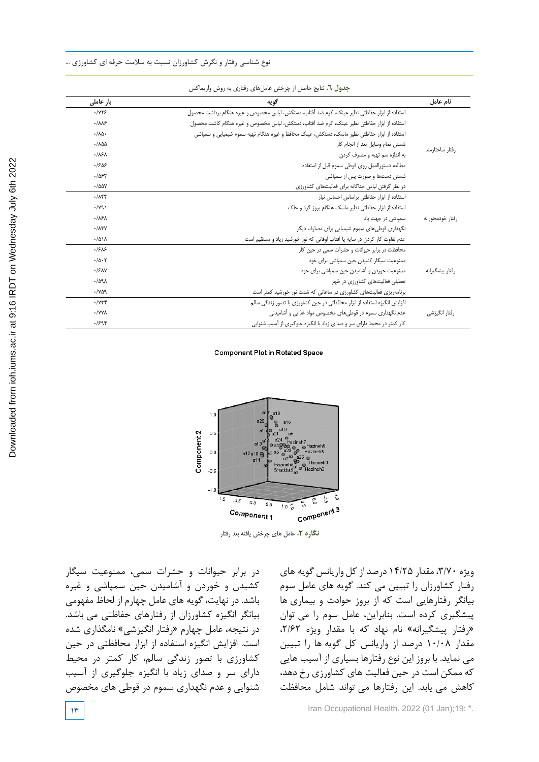**جدول ٦.** نتایج حاصل از چرخش عامل‌های رفتاری به روش واریماکس

| نام عامل | گویه | بار عاملی |
|---|---|---|
| رفتار ساختارمند | استفاده از ابزار حفاظتی نظیر عینک، کرم ضد آفتاب، دستکش، لباس مخصوص و غیره هنگام برداشت محصول | ۰/۷۲۶ |
| | استفاده از ابزار حفاظتی نظیر عینک، کرم ضد آفتاب، دستکش، لباس مخصوص و غیره هنگام کاشت محصول | ۰/۸۸۶ |
| | استفاده از ابزار حفاظتی نظیر ماسک، دستکش، عینک محافظ و غیره هنگام تهیه سموم شیمیایی و سمپاشی | ۰/۸۵۰ |
| | شستن تمام وسایل بعد از انجام کار | ۰/۸۵۵ |
| | به اندازه سم تهیه و مصرف کردن | ۰/۸۶۸ |
| | مطالعه دستورالعمل روی قوطی سموم قبل از استفاده | ۰/۶۵۶ |
| | شستن دست‌ها و صورت پس از سمپاشی | ۰/۵۶۳ |
| | در نظر گرفتن لباس جداگانه برای فعالیت‌های کشاورزی | ۰/۵۵۷ |
| رفتار خودمحورانه | استفاده از ابزار حفاظتی براساس احساس نیاز | ۰/۸۴۴ |
| | استفاده از ابزار حفاظتی نظیر ماسک هنگام بروز گرد و خاک | ۰/۷۹۱ |
| | سمپاشی در جهت باد | ۰/۸۶۸ |
| | نگهداری قوطی‌های سموم شیمیایی برای مصارف دیگر | ۰/۸۳۷ |
| | عدم تفاوت کار کردن در سایه یا آفتاب اوقاتی که نور خورشید زیاد و مستقیم است | ۰/۵۱۸ |
| رفتار پیشگیرانه | محافظت در برابر حیوانات و حشرات سمی در حین کار | ۰/۶۸۶ |
| | ممنوعیت سیگار کشیدن حین سمپاشی برای خود | ۰/۵۰۲ |
| | ممنوعیت خوردن و آشامیدن حین سمپاشی برای خود | ۰/۶۸۷ |
| | تعطیلی فعالیت‌های کشاورزی در ظهر | ۰/۵۹۸ |
| | برنامه‌ریزی فعالیت‌های کشاورزی در ساعاتی که شدت نور خورشید کمتر است | ۰/۷۵۹ |
| رفتار انگیزشی | افزایش انگیزه استفاده از ابزار محافظتی در حین کشاورزی با تصور زندگی سالم | ۰/۷۳۴ |
| | عدم نگهداری سموم در قوطی‌های مخصوص مواد غذایی و آشامیدنی | ۰/۷۷۸ |
| | کار کمتر در محیط دارای سر و صدای زیاد با انگیزه جلوگیری از آسیب شنوایی | ۰/۶۹۴ |

**نگاره ۲.** عامل های چرخش یافته بعد رفتار

ویژه ۳/۷۰، مقدار ۱۴/۲۵ درصد از کل واریانس گویه های رفتار کشاورزان را تبیین می کند. گویه های عامل سوم بیانگر رفتارهایی است که از بروز حوادث و بیماری ها پیشگیری کرده است. بنابراین، عامل سوم را می توان «رفتار پیشگیرانه» نام نهاد که با مقدار ویژه ۲/۶۲، مقدار ۱۰/۰۸ درصد از واریانس کل گویه ها را تبیین می نماید. با بروز این نوع رفتارها بسیاری از آسیب هایی که ممکن است در حین فعالیت های کشاورزی رخ دهد، کاهش می یابد. این رفتارها می تواند شامل محافظت در برابر حیوانات و حشرات سمی، ممنوعیت سیگار کشیدن و خوردن و آشامیدن حین سمپاشی و غیره باشد. در نهایت، گویه های عامل چهارم از لحاظ مفهومی بیانگر انگیزه کشاورزان از رفتارهای حفاظتی می باشد. در نتیجه، عامل چهارم «رفتار انگیزشی» نامگذاری شده است. افزایش انگیزه استفاده از ابزار محافظتی در حین کشاورزی با تصور زندگی سالم، کار کمتر در محیط دارای سر و صدای زیاد با انگیزه جلوگیری از آسیب شنوایی و عدم نگهداری سموم در قوطی های مخصوص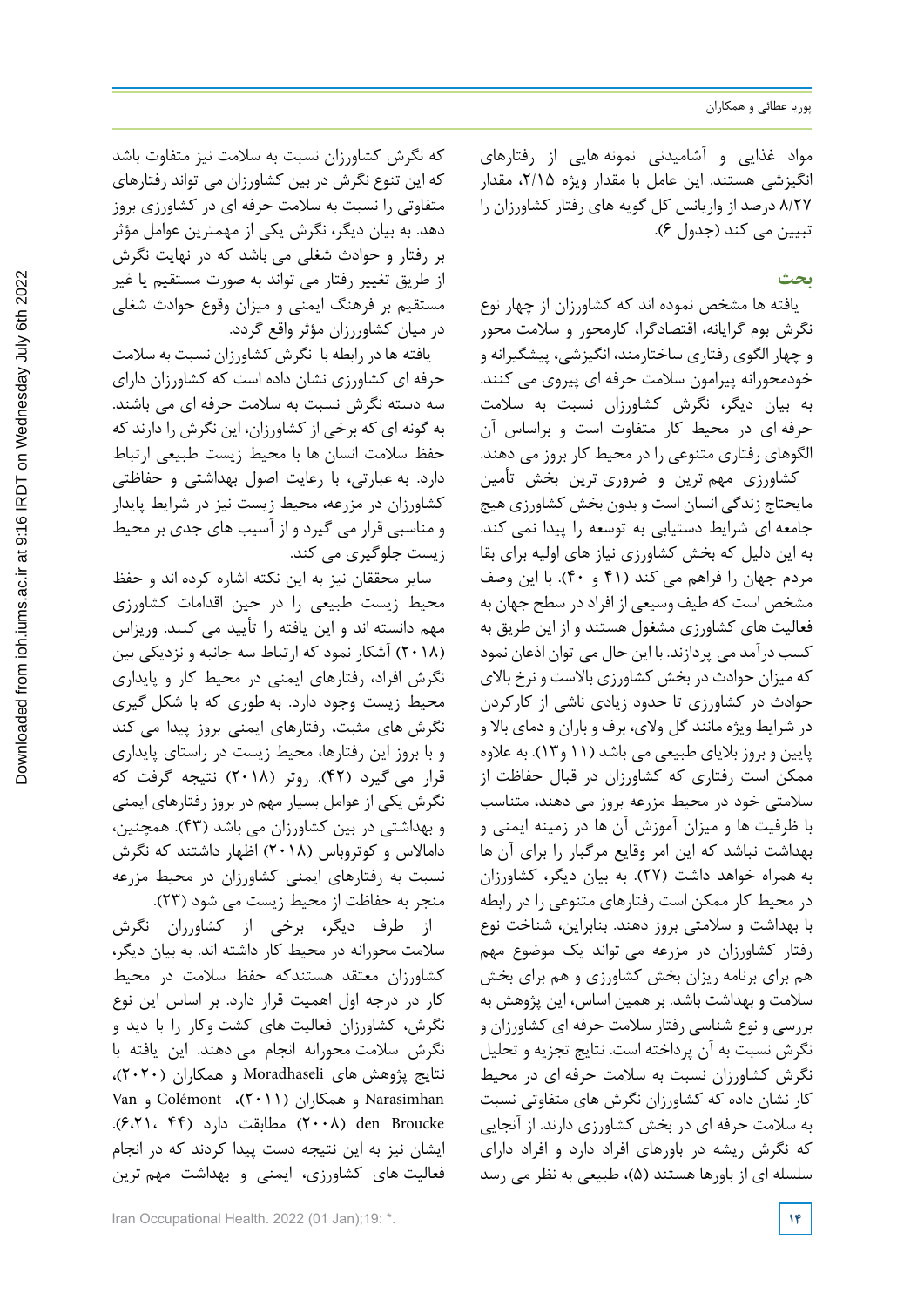مواد غذایی و آشامیدنی نمونه هایی از رفتارهای انگیزشی هستند. این عامل با مقدار ویژه ۲/۱۵، مقدار ۸/۲۷ درصد از واریانس کل گویه های رفتار کشاورزان را تبیین می کند (جدول ۶).

## بحث

یافته ها مشخص نموده اند که کشاورزان از چهار نوع نگرش بوم گرایانه، اقتصادگرا، کارمحور و سلامت محور و چهار الگوی رفتاری ساختارمند، انگیزشی، پیشگیرانه و خودمحورانه پیرامون سلامت حرفه ای پیروی می کنند. به بیان دیگر، نگرش کشاورزان نسبت به سلامت حرفه ای در محیط کار متفاوت است و براساس آن الگوهای رفتاری متنوعی را در محیط کار بروز می دهند.

کشاورزی مهم ترین و ضروری ترین بخش تأمین مایحتاج زندگی انسان است و بدون بخش کشاورزی هیچ جامعه ای شرایط دستیابی به توسعه را پیدا نمی کند. به این دلیل که بخش کشاورزی نیاز های اولیه برای بقا مردم جهان را فراهم می کند (۴۱ و ۴۰). با این وصف مشخص است که طیف وسیعی از افراد در سطح جهان به فعالیت های کشاورزی مشغول هستند و از این طریق به کسب درآمد می پردازند. با این حال می توان اذعان نمود که میزان حوادث در بخش کشاورزی بالاست و نرخ بالای حوادث در کشاورزی تا حدود زیادی ناشی از کارکردن در شرایط ویژه مانند گل ولای، برف و باران و دمای بالا و پایین و بروز بلایای طبیعی می باشد (۱۱ و۱۳). به علاوه ممکن است رفتاری که کشاورزان در قبال حفاظت از سلامتی خود در محیط مزرعه بروز می دهند، متناسب با ظرفیت ها و میزان آموزش آن ها در زمینه ایمنی و بهداشت نباشد که این امر وقایع مرگبار را برای آن ها به همراه خواهد داشت (۲۷). به بیان دیگر، کشاورزان در محیط کار ممکن است رفتارهای متنوعی را در رابطه با بهداشت و سلامتی بروز دهند. بنابراین، شناخت نوع رفتار کشاورزان در مزرعه می تواند یک موضوع مهم هم برای برنامه ریزان بخش کشاورزی و هم برای بخش سلامت و بهداشت باشد. بر همین اساس، این پژوهش به بررسی و نوع شناسی رفتار سلامت حرفه ای کشاورزان و نگرش نسبت به آن پرداخته است. نتایج تجزیه و تحلیل نگرش کشاورزان نسبت به سلامت حرفه ای در محیط کار نشان داده که کشاورزان نگرش های متفاوتی نسبت به سلامت حرفه ای در بخش کشاورزی دارند. از آنجایی که نگرش ریشه در باورهای افراد دارد و افراد دارای سلسله ای از باورها هستند (۵)، طبیعی به نظر می رسد که نگرش کشاورزان نسبت به سلامت نیز متفاوت باشد که این تنوع نگرش در بین کشاورزان می تواند رفتارهای متفاوتی را نسبت به سلامت حرفه ای در کشاورزی بروز دهد. به بیان دیگر، نگرش یکی از مهمترین عوامل مؤثر بر رفتار و حوادث شغلی می باشد که در نهایت نگرش از طریق تغییر رفتار می تواند به صورت مستقیم یا غیر مستقیم بر فرهنگ ایمنی و میزان وقوع حوادث شغلی در میان کشاورزان مؤثر واقع گردد.

یافته ها در رابطه با نگرش کشاورزان نسبت به سلامت حرفه ای کشاورزی نشان داده است که کشاورزان دارای سه دسته نگرش نسبت به سلامت حرفه ای می باشند. به گونه ای که برخی از کشاورزان، این نگرش را دارند که حفظ سلامت انسان ها با محیط زیست طبیعی ارتباط دارد. به عبارتی، با رعایت اصول بهداشتی و حفاظتی کشاورزان در مزرعه، محیط زیست نیز در شرایط پایدار و مناسبی قرار می گیرد و از آسیب های جدی بر محیط زیست جلوگیری می کند.

سایر محققان نیز به این نکته اشاره کرده اند و حفظ محیط زیست طبیعی را در حین اقدامات کشاورزی مهم دانسته اند و این یافته را تأیید می کنند. وریزاس (۲۰۱۸) آشکار نمود که ارتباط سه جانبه و نزدیکی بین نگرش افراد، رفتارهای ایمنی در محیط کار و پایداری محیط زیست وجود دارد. به طوری که با شکل گیری نگرش های مثبت، رفتارهای ایمنی بروز پیدا می کند و با بروز این رفتارها، محیط زیست در راستای پایداری قرار می گیرد (۴۲). روتر (۲۰۱۸) نتیجه گرفت که نگرش یکی از عوامل بسیار مهم در بروز رفتارهای ایمنی و بهداشتی در بین کشاورزان می باشد (۴۳). همچنین، دامالاس و کوتروباس (۲۰۱۸) اظهار داشتند که نگرش نسبت به رفتارهای ایمنی کشاورزان در محیط مزرعه منجر به حفاظت از محیط زیست می شود (۲۳).

از طرف دیگر، برخی از کشاورزان نگرش سلامت محورانه در محیط کار داشته اند. به بیان دیگر، کشاورزان معتقد هستندکه حفظ سلامت در محیط کار در درجه اول اهمیت قرار دارد. بر اساس این نوع نگرش، کشاورزان فعالیت های کشت وکار را با دید و نگرش سلامت محورانه انجام می دهند. این یافته با نتایج پژوهش های Moradhaseli و همکاران (۲۰۲۰)، Narasimhan و همکاران (۲۰۱۱)، Colémont و Van den Broucke (۲۰۰۸) مطابقت دارد (۴۴ ،۶،۲۱). ایشان نیز به این نتیجه دست پیدا کردند که در انجام فعالیت های کشاورزی، ایمنی و بهداشت مهم ترین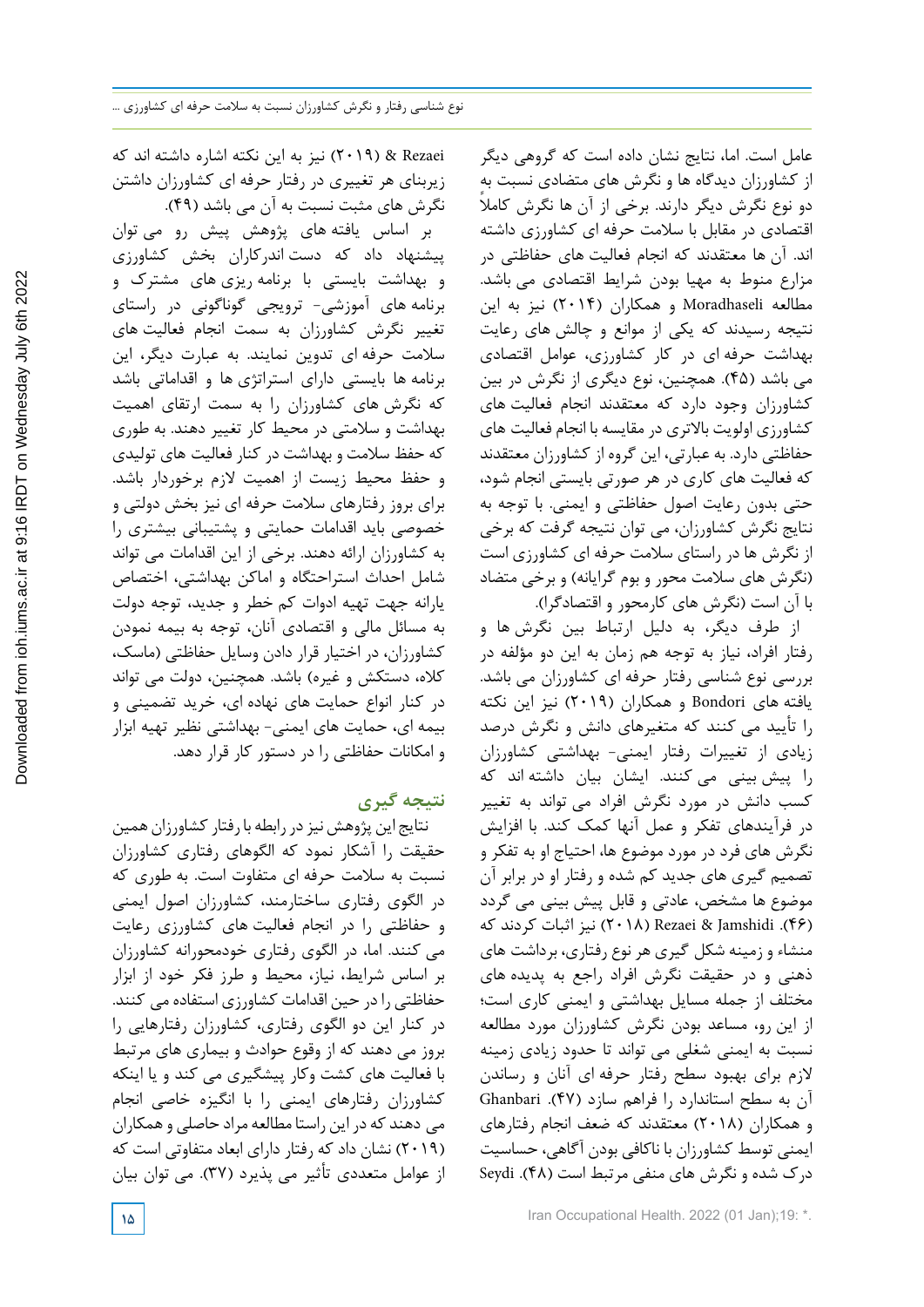عامل است. اما، نتایج نشان داده است که گروهی دیگر از کشاورزان دیدگاه ها و نگرش های متضادی نسبت به دو نوع نگرش دیگر دارند. برخی از آن ها نگرش کاملاً اقتصادی در مقابل با سلامت حرفه ای کشاورزی داشته اند. آن ها معتقدند که انجام فعالیت های حفاظتی در مزارع منوط به مهیا بودن شرایط اقتصادی می باشد. مطالعه Moradhaseli و همکاران (۲۰۱۴) نیز به این نتیجه رسیدند که یکی از موانع و چالش های رعایت بهداشت حرفه ای در کار کشاورزی، عوامل اقتصادی می باشد (۴۵). همچنین، نوع دیگری از نگرش در بین کشاورزان وجود دارد که معتقدند انجام فعالیت های کشاورزی اولویت بالاتری در مقایسه با انجام فعالیت های حفاظتی دارد. به عبارتی، این گروه از کشاورزان معتقدند که فعالیت های کاری در هر صورتی بایستی انجام شود، حتی بدون رعایت اصول حفاظتی و ایمنی. با توجه به نتایج نگرش کشاورزان، می توان نتیجه گرفت که برخی از نگرش ها در راستای سلامت حرفه ای کشاورزی است (نگرش های سلامت محور و بوم گرایانه) و برخی متضاد با آن است (نگرش های کارمحور و اقتصادگرا).

از طرف دیگر، به دلیل ارتباط بین نگرش ها و رفتار افراد، نیاز به توجه هم زمان به این دو مؤلفه در بررسی نوع شناسی رفتار حرفه ای کشاورزان می باشد. یافته های Bondori و همکاران (۲۰۱۹) نیز این نکته را تأیید می کنند که متغیرهای دانش و نگرش درصد زیادی از تغییرات رفتار ایمنی- بهداشتی کشاورزان را پیش بینی می کنند. ایشان بیان داشته اند که کسب دانش در مورد نگرش افراد می تواند به تغییر در فرآیندهای تفکر و عمل آنها کمک کند. با افزایش نگرش های فرد در مورد موضوع ها، احتیاج او به تفکر و تصمیم گیری های جدید کم شده و رفتار او در برابر آن موضوع ها مشخص، عادتی و قابل پیش بینی می گردد (۴۶). Rezaei & Jamshidi (۲۰۱۸) نیز اثبات کردند که منشاء و زمینه شکل گیری هر نوع رفتاری، برداشت های ذهنی و در حقیقت نگرش افراد راجع به پدیده های مختلف از جمله مسایل بهداشتی و ایمنی کاری است؛ از این رو، مساعد بودن نگرش کشاورزان مورد مطالعه نسبت به ایمنی شغلی می تواند تا حدود زیادی زمینه لازم برای بهبود سطح رفتار حرفه ای آنان و رساندن آن به سطح استاندارد را فراهم سازد (۴۷). Ghanbari و همکاران (۲۰۱۸) معتقدند که ضعف انجام رفتارهای ایمنی توسط کشاورزان با ناکافی بودن آگاهی، حساسیت درک شده و نگرش های منفی مرتبط است (۴۸). Seydi & Rezaei (۲۰۱۹) نیز به این نکته اشاره داشته اند که زیربنای هر تغییری در رفتار حرفه ای کشاورزان داشتن نگرش های مثبت نسبت به آن می باشد (۴۹).

بر اساس یافته های پژوهش پیش رو می توان پیشنهاد داد که دست اندرکاران بخش کشاورزی و بهداشت بایستی با برنامه ریزی های مشترک و برنامه های آموزشی- ترویجی گوناگونی در راستای تغییر نگرش کشاورزان به سمت انجام فعالیت های سلامت حرفه ای تدوین نمایند. به عبارت دیگر، این برنامه ها بایستی دارای استراتژی ها و اقداماتی باشد که نگرش های کشاورزان را به سمت ارتقای اهمیت بهداشت و سلامتی در محیط کار تغییر دهند. به طوری که حفظ سلامت و بهداشت در کنار فعالیت های تولیدی و حفظ محیط زیست از اهمیت لازم برخوردار باشد. برای بروز رفتارهای سلامت حرفه ای نیز بخش دولتی و خصوصی باید اقدامات حمایتی و پشتیبانی بیشتری را به کشاورزان ارائه دهند. برخی از این اقدامات می تواند شامل احداث استراحتگاه و اماکن بهداشتی، اختصاص یارانه جهت تهیه ادوات کم خطر و جدید، توجه دولت به مسائل مالی و اقتصادی آنان، توجه به بیمه نمودن کشاورزان، در اختیار قرار دادن وسایل حفاظتی (ماسک، کلاه، دستکش و غیره) باشد. همچنین، دولت می تواند در کنار انواع حمایت های نهاده ای، خرید تضمینی و بیمه ای، حمایت های ایمنی- بهداشتی نظیر تهیه ابزار و امکانات حفاظتی را در دستور کار قرار دهد.

## نتیجه گیری

نتایج این پژوهش نیز در رابطه با رفتار کشاورزان همین حقیقت را آشکار نمود که الگوهای رفتاری کشاورزان نسبت به سلامت حرفه ای متفاوت است. به طوری که در الگوی رفتاری ساختارمند، کشاورزان اصول ایمنی و حفاظتی را در انجام فعالیت های کشاورزی رعایت می کنند. اما، در الگوی رفتاری خودمحورانه کشاورزان بر اساس شرایط، نیاز، محیط و طرز فکر خود از ابزار حفاظتی را در حین اقدامات کشاورزی استفاده می کنند. در کنار این دو الگوی رفتاری، کشاورزان رفتارهایی را بروز می دهند که از وقوع حوادث و بیماری های مرتبط با فعالیت های کشت وکار پیشگیری می کند و یا اینکه کشاورزان رفتارهای ایمنی را با انگیزه خاصی انجام می دهند که در این راستا مطالعه مراد حاصلی و همکاران (۲۰۱۹) نشان داد که رفتار دارای ابعاد متفاوتی است که از عوامل متعددی تأثیر می پذیرد (۳۷). می توان بیان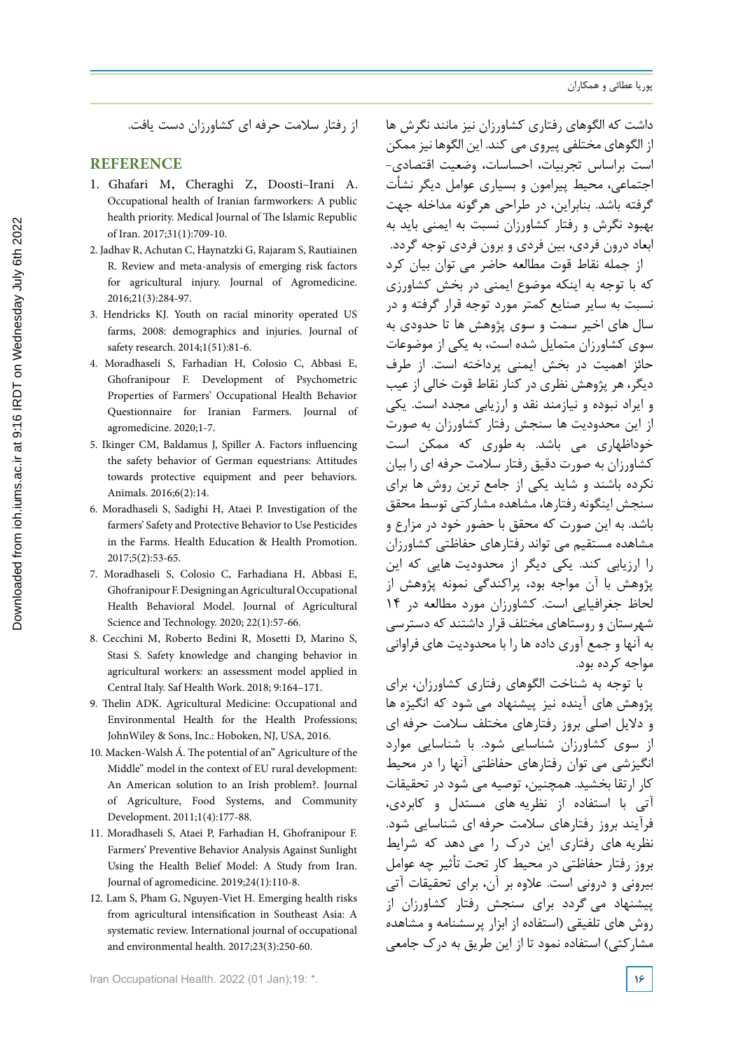داشت که الگوهای رفتاری کشاورزان نیز مانند نگرش ها از الگوهای مختلفی پیروی می کند. این الگوها نیز ممکن است براساس تجربیات، احساسات، وضعیت اقتصادی-اجتماعی، محیط پیرامون و بسیاری عوامل دیگر نشأت گرفته باشد. بنابراین، در طراحی هرگونه مداخله جهت بهبود نگرش و رفتار کشاورزان نسبت به ایمنی باید به ابعاد درون فردی، بین فردی و برون فردی توجه گردد.

از جمله نقاط قوت مطالعه حاضر می توان بیان کرد که با توجه به اینکه موضوع ایمنی در بخش کشاورزی نسبت به سایر صنایع کمتر مورد توجه قرار گرفته و در سال های اخیر سمت و سوی پژوهش ها تا حدودی به سوی کشاورزان متمایل شده است، به یکی از موضوعات حائز اهمیت در بخش ایمنی پرداخته است. از طرف دیگر، هر پژوهش نظری در کنار نقاط قوت خالی از عیب و ایراد نبوده و نیازمند نقد و ارزیابی مجدد است. یکی از این محدودیت ها سنجش رفتار کشاورزان به صورت خوداظهاری می باشد. به طوری که ممکن است کشاورزان به صورت دقیق رفتار سلامت حرفه ای را بیان نکرده باشند و شاید یکی از جامع ترین روش ها برای سنجش اینگونه رفتارها، مشاهده مشارکتی توسط محقق باشد. به این صورت که محقق با حضور خود در مزارع و مشاهده مستقیم می تواند رفتارهای حفاظتی کشاورزان را ارزیابی کند. یکی دیگر از محدودیت هایی که این پژوهش با آن مواجه بود، پراکندگی نمونه پژوهش از لحاظ جغرافیایی است. کشاورزان مورد مطالعه در ۱۴ شهرستان و روستاهای مختلف قرار داشتند که دسترسی به آنها و جمع آوری داده ها را با محدودیت های فراوانی مواجه کرده بود.

با توجه به شناخت الگوهای رفتاری کشاورزان، برای پژوهش های آینده نیز پیشنهاد می شود که انگیزه ها و دلایل اصلی بروز رفتارهای مختلف سلامت حرفه ای از سوی کشاورزان شناسایی شود. با شناسایی موارد انگیزشی می توان رفتارهای حفاظتی آنها را در محیط کار ارتقا بخشید. همچنین، توصیه می شود در تحقیقات آتی با استفاده از نظریه های مستدل و کابردی، فرآیند بروز رفتارهای سلامت حرفه ای شناسایی شود. نظریه های رفتاری این درک را می دهد که شرایط بروز رفتار حفاظتی در محیط کار تحت تأثیر چه عوامل بیرونی و درونی است. علاوه بر آن، برای تحقیقات آتی پیشنهاد می گردد برای سنجش رفتار کشاورزان از روش های تلفیقی (استفاده از ابزار پرسشنامه و مشاهده مشارکتی) استفاده نمود تا از این طریق به درک جامعی از رفتار سلامت حرفه ای کشاورزان دست یافت.

## REFERENCE

1. Ghafari M, Cheraghi Z, Doosti-Irani A. Occupational health of Iranian farmworkers: A public health priority. Medical Journal of The Islamic Republic of Iran. 2017;31(1):709-10.
2. Jadhav R, Achutan C, Haynatzki G, Rajaram S, Rautiainen R. Review and meta-analysis of emerging risk factors for agricultural injury. Journal of Agromedicine. 2016;21(3):284-97.
3. Hendricks KJ. Youth on racial minority operated US farms, 2008: demographics and injuries. Journal of safety research. 2014;1(51):81-6.
4. Moradhaseli S, Farhadian H, Colosio C, Abbasi E, Ghofranipour F. Development of Psychometric Properties of Farmers' Occupational Health Behavior Questionnaire for Iranian Farmers. Journal of agromedicine. 2020;1-7.
5. Ikinger CM, Baldamus J, Spiller A. Factors influencing the safety behavior of German equestrians: Attitudes towards protective equipment and peer behaviors. Animals. 2016;6(2):14.
6. Moradhaseli S, Sadighi H, Ataei P. Investigation of the farmers' Safety and Protective Behavior to Use Pesticides in the Farms. Health Education & Health Promotion. 2017;5(2):53-65.
7. Moradhaseli S, Colosio C, Farhadiana H, Abbasi E, Ghofranipour F. Designing an Agricultural Occupational Health Behavioral Model. Journal of Agricultural Science and Technology. 2020; 22(1):57-66.
8. Cecchini M, Roberto Bedini R, Mosetti D, Marino S, Stasi S. Safety knowledge and changing behavior in agricultural workers: an assessment model applied in Central Italy. Saf Health Work. 2018; 9:164–171.
9. Thelin ADK. Agricultural Medicine: Occupational and Environmental Health for the Health Professions; JohnWiley & Sons, Inc.: Hoboken, NJ, USA, 2016.
10. Macken-Walsh Á. The potential of an" Agriculture of the Middle" model in the context of EU rural development: An American solution to an Irish problem?. Journal of Agriculture, Food Systems, and Community Development. 2011;1(4):177-88.
11. Moradhaseli S, Ataei P, Farhadian H, Ghofranipour F. Farmers' Preventive Behavior Analysis Against Sunlight Using the Health Belief Model: A Study from Iran. Journal of agromedicine. 2019;24(1):110-8.
12. Lam S, Pham G, Nguyen-Viet H. Emerging health risks from agricultural intensification in Southeast Asia: A systematic review. International journal of occupational and environmental health. 2017;23(3):250-60.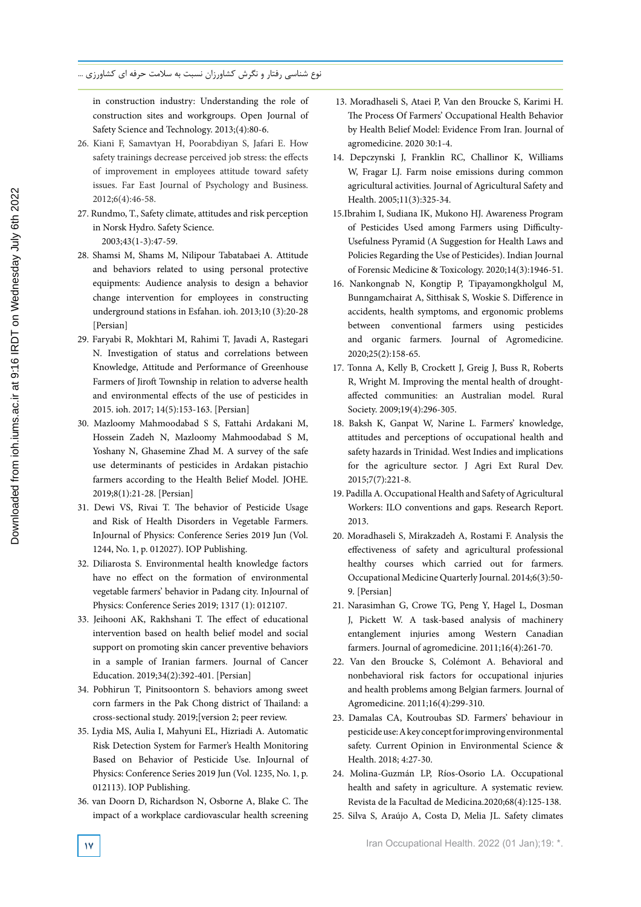in construction industry: Understanding the role of construction sites and workgroups. Open Journal of Safety Science and Technology. 2013;(4):80-6.

26. Kiani F, Samavtyan H, Poorabdiyan S, Jafari E. How safety trainings decrease perceived job stress: the effects of improvement in employees attitude toward safety issues. Far East Journal of Psychology and Business. 2012;6(4):46-58.
27. Rundmo, T., Safety climate, attitudes and risk perception in Norsk Hydro. Safety Science. 2003;43(1-3):47-59.
28. Shamsi M, Shams M, Nilipour Tabatabaei A. Attitude and behaviors related to using personal protective equipments: Audience analysis to design a behavior change intervention for employees in constructing underground stations in Esfahan. ioh. 2013;10 (3):20-28 [Persian]
29. Faryabi R, Mokhtari M, Rahimi T, Javadi A, Rastegari N. Investigation of status and correlations between Knowledge, Attitude and Performance of Greenhouse Farmers of Jiroft Township in relation to adverse health and environmental effects of the use of pesticides in 2015. ioh. 2017; 14(5):153-163. [Persian]
30. Mazloomy Mahmoodabad S S, Fattahi Ardakani M, Hossein Zadeh N, Mazloomy Mahmoodabad S M, Yoshany N, Ghasemine Zhad M. A survey of the safe use determinants of pesticides in Ardakan pistachio farmers according to the Health Belief Model. JOHE. 2019;8(1):21-28. [Persian]
31. Dewi VS, Rivai T. The behavior of Pesticide Usage and Risk of Health Disorders in Vegetable Farmers. InJournal of Physics: Conference Series 2019 Jun (Vol. 1244, No. 1, p. 012027). IOP Publishing.
32. Diliarosta S. Environmental health knowledge factors have no effect on the formation of environmental vegetable farmers' behavior in Padang city. InJournal of Physics: Conference Series 2019; 1317 (1): 012107.
33. Jeihooni AK, Rakhshani T. The effect of educational intervention based on health belief model and social support on promoting skin cancer preventive behaviors in a sample of Iranian farmers. Journal of Cancer Education. 2019;34(2):392-401. [Persian]
34. Pobhirun T, Pinitsoontorn S. behaviors among sweet corn farmers in the Pak Chong district of Thailand: a cross-sectional study. 2019;[version 2; peer review.
35. Lydia MS, Aulia I, Mahyuni EL, Hizriadi A. Automatic Risk Detection System for Farmer's Health Monitoring Based on Behavior of Pesticide Use. InJournal of Physics: Conference Series 2019 Jun (Vol. 1235, No. 1, p. 012113). IOP Publishing.
36. van Doorn D, Richardson N, Osborne A, Blake C. The impact of a workplace cardiovascular health screening

13. Moradhaseli S, Ataei P, Van den Broucke S, Karimi H. The Process Of Farmers' Occupational Health Behavior by Health Belief Model: Evidence From Iran. Journal of agromedicine. 2020 30:1-4.
14. Depczynski J, Franklin RC, Challinor K, Williams W, Fragar LJ. Farm noise emissions during common agricultural activities. Journal of Agricultural Safety and Health. 2005;11(3):325-34.
15. Ibrahim I, Sudiana IK, Mukono HJ. Awareness Program of Pesticides Used among Farmers using Difficulty-Usefulness Pyramid (A Suggestion for Health Laws and Policies Regarding the Use of Pesticides). Indian Journal of Forensic Medicine & Toxicology. 2020;14(3):1946-51.
16. Nankongnab N, Kongtip P, Tipayamongkholgul M, Bunngamchairat A, Sitthisak S, Woskie S. Difference in accidents, health symptoms, and ergonomic problems between conventional farmers using pesticides and organic farmers. Journal of Agromedicine. 2020;25(2):158-65.
17. Tonna A, Kelly B, Crockett J, Greig J, Buss R, Roberts R, Wright M. Improving the mental health of drought-affected communities: an Australian model. Rural Society. 2009;19(4):296-305.
18. Baksh K, Ganpat W, Narine L. Farmers' knowledge, attitudes and perceptions of occupational health and safety hazards in Trinidad. West Indies and implications for the agriculture sector. J Agri Ext Rural Dev. 2015;7(7):221-8.
19. Padilla A. Occupational Health and Safety of Agricultural Workers: ILO conventions and gaps. Research Report. 2013.
20. Moradhaseli S, Mirakzadeh A, Rostami F. Analysis the effectiveness of safety and agricultural professional healthy courses which carried out for farmers. Occupational Medicine Quarterly Journal. 2014;6(3):50-9. [Persian]
21. Narasimhan G, Crowe TG, Peng Y, Hagel L, Dosman J, Pickett W. A task-based analysis of machinery entanglement injuries among Western Canadian farmers. Journal of agromedicine. 2011;16(4):261-70.
22. Van den Broucke S, Colémont A. Behavioral and nonbehavioral risk factors for occupational injuries and health problems among Belgian farmers. Journal of Agromedicine. 2011;16(4):299-310.
23. Damalas CA, Koutroubas SD. Farmers' behaviour in pesticide use: A key concept for improving environmental safety. Current Opinion in Environmental Science & Health. 2018; 4:27-30.
24. Molina-Guzmán LP, Ríos-Osorio LA. Occupational health and safety in agriculture. A systematic review. Revista de la Facultad de Medicina.2020;68(4):125-138.
25. Silva S, Araújo A, Costa D, Melia JL. Safety climates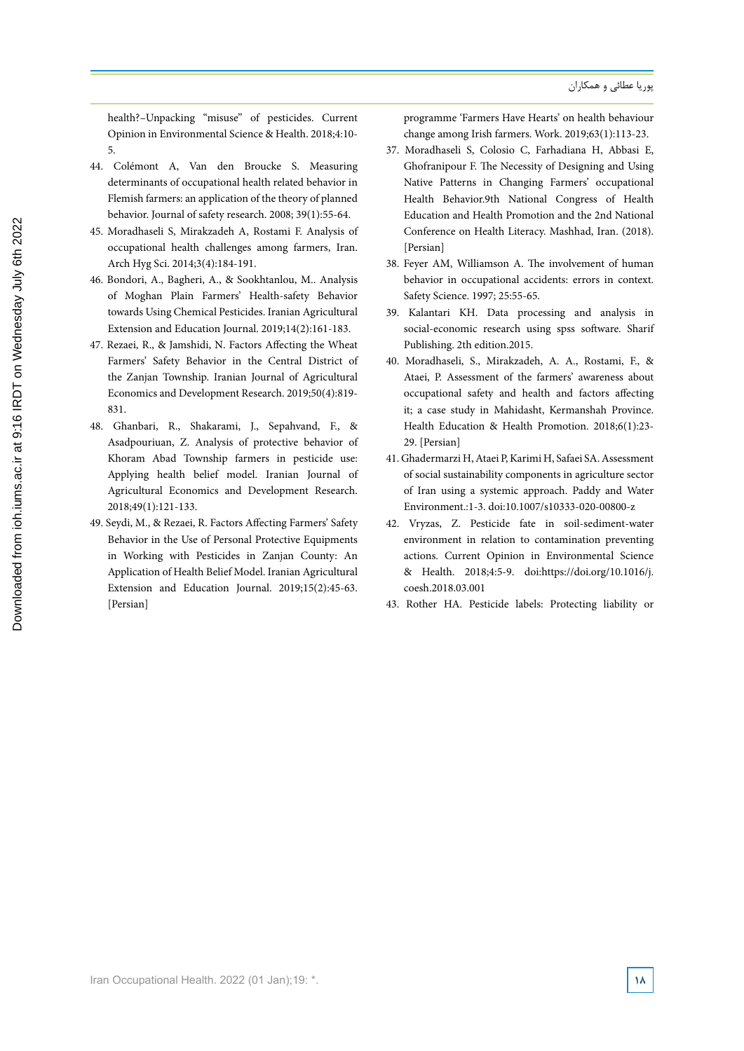health?–Unpacking "misuse" of pesticides. Current Opinion in Environmental Science & Health. 2018;4:10-5.

44. Colémont A, Van den Broucke S. Measuring determinants of occupational health related behavior in Flemish farmers: an application of the theory of planned behavior. Journal of safety research. 2008; 39(1):55-64.

45. Moradhaseli S, Mirakzadeh A, Rostami F. Analysis of occupational health challenges among farmers, Iran. Arch Hyg Sci. 2014;3(4):184-191.

46. Bondori, A., Bagheri, A., & Sookhtanlou, M.. Analysis of Moghan Plain Farmers' Health-safety Behavior towards Using Chemical Pesticides. Iranian Agricultural Extension and Education Journal. 2019;14(2):161-183.

47. Rezaei, R., & Jamshidi, N. Factors Affecting the Wheat Farmers' Safety Behavior in the Central District of the Zanjan Township. Iranian Journal of Agricultural Economics and Development Research. 2019;50(4):819-831.

48. Ghanbari, R., Shakarami, J., Sepahvand, F., & Asadpouriuan, Z. Analysis of protective behavior of Khoram Abad Township farmers in pesticide use: Applying health belief model. Iranian Journal of Agricultural Economics and Development Research. 2018;49(1):121-133.

49. Seydi, M., & Rezaei, R. Factors Affecting Farmers' Safety Behavior in the Use of Personal Protective Equipments in Working with Pesticides in Zanjan County: An Application of Health Belief Model. Iranian Agricultural Extension and Education Journal. 2019;15(2):45-63. [Persian]

programme 'Farmers Have Hearts' on health behaviour change among Irish farmers. Work. 2019;63(1):113-23.

37. Moradhaseli S, Colosio C, Farhadiana H, Abbasi E, Ghofranipour F. The Necessity of Designing and Using Native Patterns in Changing Farmers' occupational Health Behavior.9th National Congress of Health Education and Health Promotion and the 2nd National Conference on Health Literacy. Mashhad, Iran. (2018). [Persian]

38. Feyer AM, Williamson A. The involvement of human behavior in occupational accidents: errors in context. Safety Science. 1997; 25:55-65.

39. Kalantari KH. Data processing and analysis in social-economic research using spss software. Sharif Publishing. 2th edition.2015.

40. Moradhaseli, S., Mirakzadeh, A. A., Rostami, F., & Ataei, P. Assessment of the farmers' awareness about occupational safety and health and factors affecting it; a case study in Mahidasht, Kermanshah Province. Health Education & Health Promotion. 2018;6(1):23-29. [Persian]

41. Ghadermarzi H, Ataei P, Karimi H, Safaei SA. Assessment of social sustainability components in agriculture sector of Iran using a systemic approach. Paddy and Water Environment.:1-3. doi:10.1007/s10333-020-00800-z

42. Vryzas, Z. Pesticide fate in soil-sediment-water environment in relation to contamination preventing actions. Current Opinion in Environmental Science & Health. 2018;4:5-9. doi:https://doi.org/10.1016/j.coesh.2018.03.001

43. Rother HA. Pesticide labels: Protecting liability or